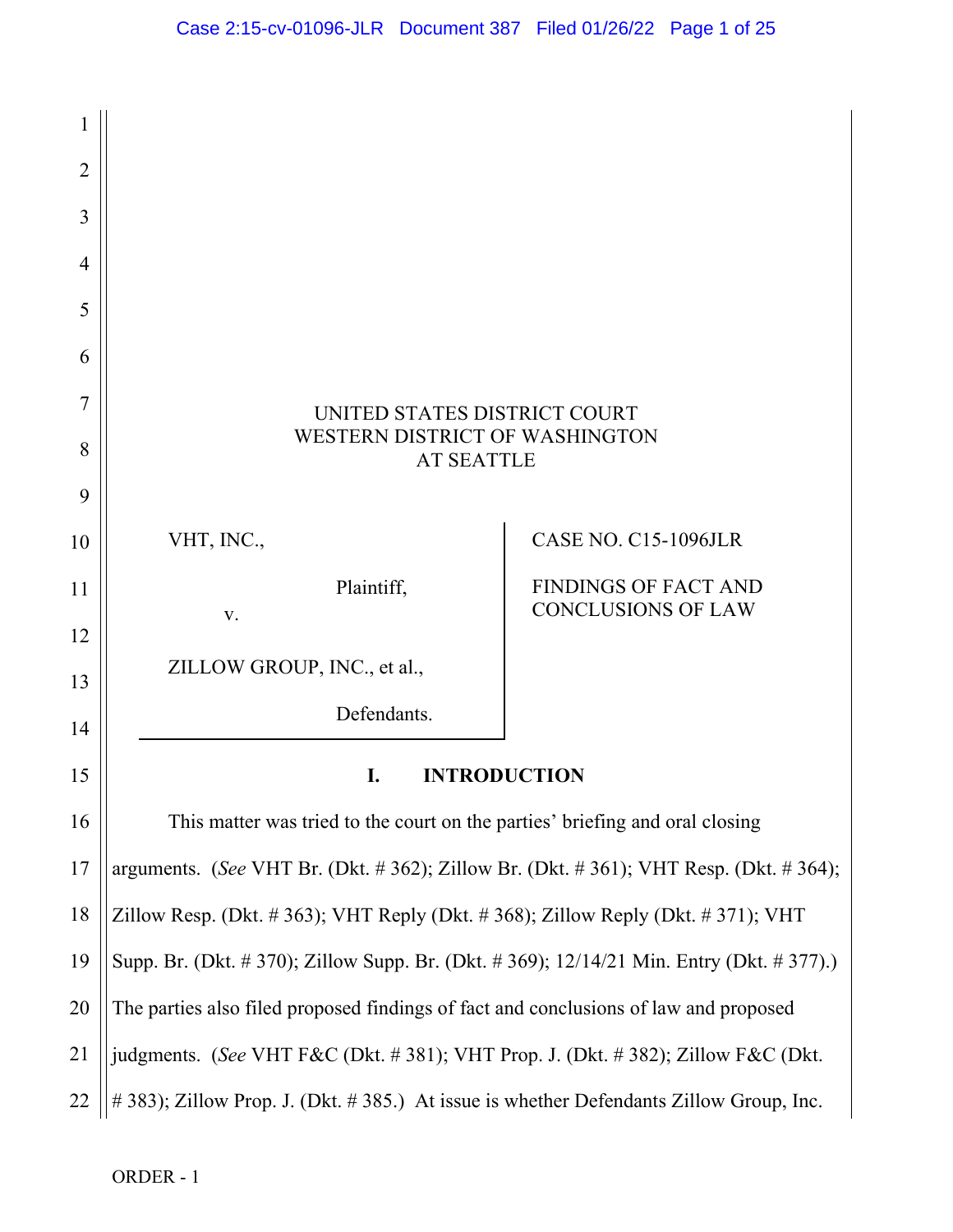UNITED STATES DISTRICT COURT
WESTERN DISTRICT OF WASHINGTON
AT SEATTLE

VHT, INC.,

Plaintiff,

v.

ZILLOW GROUP, INC., et al.,

Defendants.

CASE NO. C15-1096JLR

FINDINGS OF FACT AND CONCLUSIONS OF LAW

## I. INTRODUCTION

This matter was tried to the court on the parties' briefing and oral closing arguments. (*See* VHT Br. (Dkt. # 362); Zillow Br. (Dkt. # 361); VHT Resp. (Dkt. # 364); Zillow Resp. (Dkt. # 363); VHT Reply (Dkt. # 368); Zillow Reply (Dkt. # 371); VHT Supp. Br. (Dkt. # 370); Zillow Supp. Br. (Dkt. # 369); 12/14/21 Min. Entry (Dkt. # 377).) The parties also filed proposed findings of fact and conclusions of law and proposed judgments. (*See* VHT F&C (Dkt. # 381); VHT Prop. J. (Dkt. # 382); Zillow F&C (Dkt. # 383); Zillow Prop. J. (Dkt. # 385.) At issue is whether Defendants Zillow Group, Inc.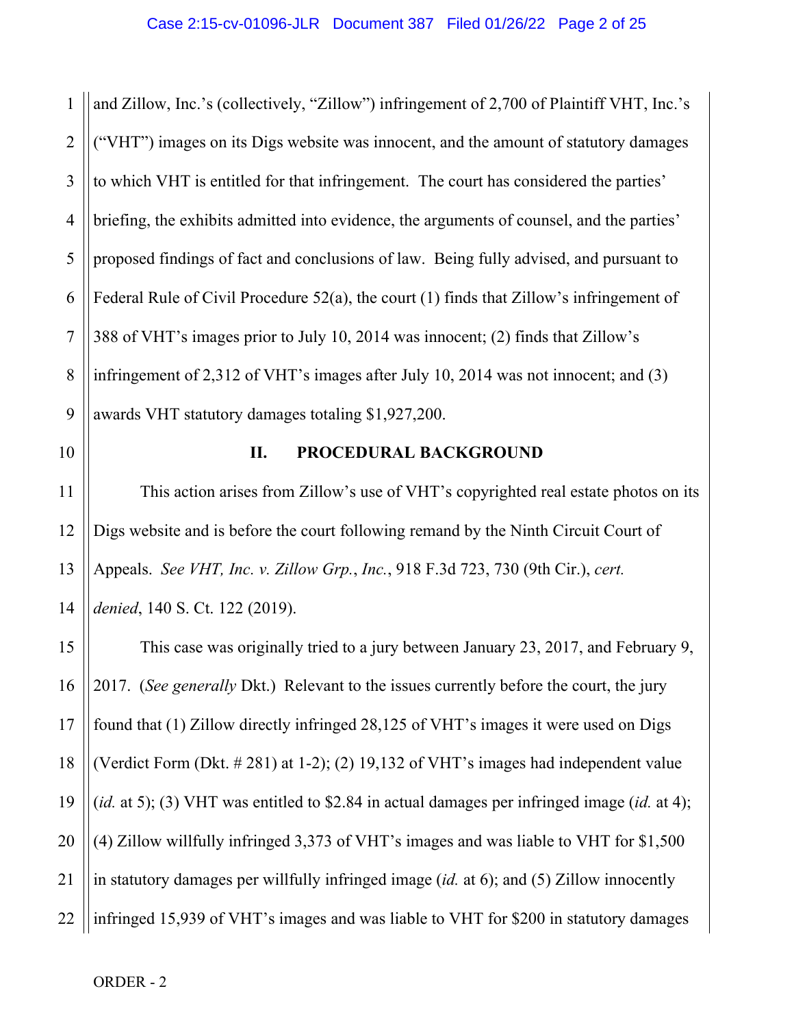and Zillow, Inc.'s (collectively, "Zillow") infringement of 2,700 of Plaintiff VHT, Inc.'s ("VHT") images on its Digs website was innocent, and the amount of statutory damages to which VHT is entitled for that infringement. The court has considered the parties' briefing, the exhibits admitted into evidence, the arguments of counsel, and the parties' proposed findings of fact and conclusions of law. Being fully advised, and pursuant to Federal Rule of Civil Procedure 52(a), the court (1) finds that Zillow's infringement of 388 of VHT's images prior to July 10, 2014 was innocent; (2) finds that Zillow's infringement of 2,312 of VHT's images after July 10, 2014 was not innocent; and (3) awards VHT statutory damages totaling $1,927,200.

## II. PROCEDURAL BACKGROUND

This action arises from Zillow's use of VHT's copyrighted real estate photos on its Digs website and is before the court following remand by the Ninth Circuit Court of Appeals. *See VHT, Inc. v. Zillow Grp., Inc.*, 918 F.3d 723, 730 (9th Cir.), *cert. denied*, 140 S. Ct. 122 (2019).

This case was originally tried to a jury between January 23, 2017, and February 9, 2017. (*See generally* Dkt.) Relevant to the issues currently before the court, the jury found that (1) Zillow directly infringed 28,125 of VHT's images it were used on Digs (Verdict Form (Dkt. # 281) at 1-2); (2) 19,132 of VHT's images had independent value (*id.* at 5); (3) VHT was entitled to $2.84 in actual damages per infringed image (*id.* at 4); (4) Zillow willfully infringed 3,373 of VHT's images and was liable to VHT for $1,500 in statutory damages per willfully infringed image (*id.* at 6); and (5) Zillow innocently infringed 15,939 of VHT's images and was liable to VHT for $200 in statutory damages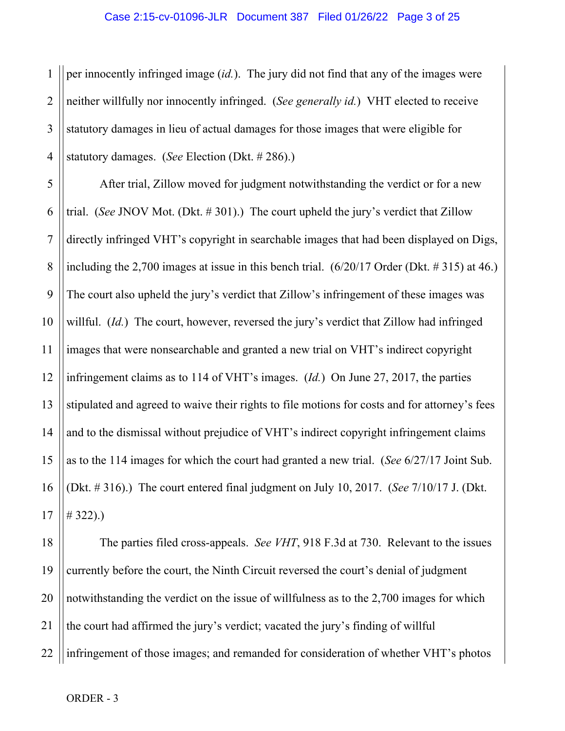per innocently infringed image (*id.*). The jury did not find that any of the images were neither willfully nor innocently infringed. (*See generally id.*) VHT elected to receive statutory damages in lieu of actual damages for those images that were eligible for statutory damages. (*See* Election (Dkt. # 286).)

After trial, Zillow moved for judgment notwithstanding the verdict or for a new trial. (*See* JNOV Mot. (Dkt. # 301).) The court upheld the jury's verdict that Zillow directly infringed VHT's copyright in searchable images that had been displayed on Digs, including the 2,700 images at issue in this bench trial. (6/20/17 Order (Dkt. # 315) at 46.) The court also upheld the jury's verdict that Zillow's infringement of these images was willful. (*Id.*) The court, however, reversed the jury's verdict that Zillow had infringed images that were nonsearchable and granted a new trial on VHT's indirect copyright infringement claims as to 114 of VHT's images. (*Id.*) On June 27, 2017, the parties stipulated and agreed to waive their rights to file motions for costs and for attorney's fees and to the dismissal without prejudice of VHT's indirect copyright infringement claims as to the 114 images for which the court had granted a new trial. (*See* 6/27/17 Joint Sub. (Dkt. # 316).) The court entered final judgment on July 10, 2017. (*See* 7/10/17 J. (Dkt. # 322).)

The parties filed cross-appeals. *See VHT*, 918 F.3d at 730. Relevant to the issues currently before the court, the Ninth Circuit reversed the court's denial of judgment notwithstanding the verdict on the issue of willfulness as to the 2,700 images for which the court had affirmed the jury's verdict; vacated the jury's finding of willful infringement of those images; and remanded for consideration of whether VHT's photos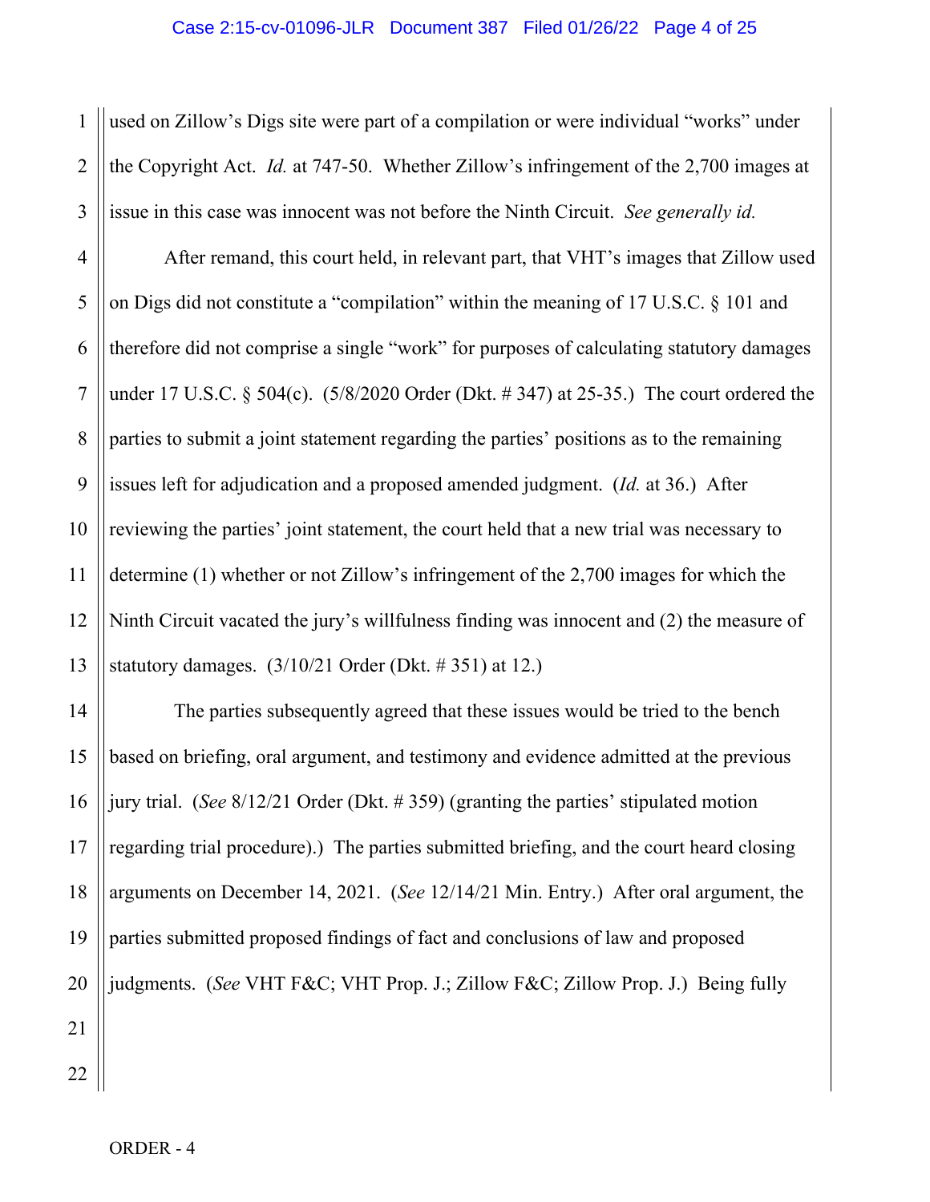used on Zillow's Digs site were part of a compilation or were individual "works" under the Copyright Act. *Id.* at 747-50. Whether Zillow's infringement of the 2,700 images at issue in this case was innocent was not before the Ninth Circuit. *See generally id.*

After remand, this court held, in relevant part, that VHT's images that Zillow used on Digs did not constitute a "compilation" within the meaning of 17 U.S.C. § 101 and therefore did not comprise a single "work" for purposes of calculating statutory damages under 17 U.S.C. § 504(c). (5/8/2020 Order (Dkt. # 347) at 25-35.) The court ordered the parties to submit a joint statement regarding the parties' positions as to the remaining issues left for adjudication and a proposed amended judgment. (*Id.* at 36.) After reviewing the parties' joint statement, the court held that a new trial was necessary to determine (1) whether or not Zillow's infringement of the 2,700 images for which the Ninth Circuit vacated the jury's willfulness finding was innocent and (2) the measure of statutory damages. (3/10/21 Order (Dkt. # 351) at 12.)

The parties subsequently agreed that these issues would be tried to the bench based on briefing, oral argument, and testimony and evidence admitted at the previous jury trial. (*See* 8/12/21 Order (Dkt. # 359) (granting the parties' stipulated motion regarding trial procedure).) The parties submitted briefing, and the court heard closing arguments on December 14, 2021. (*See* 12/14/21 Min. Entry.) After oral argument, the parties submitted proposed findings of fact and conclusions of law and proposed judgments. (*See* VHT F&C; VHT Prop. J.; Zillow F&C; Zillow Prop. J.) Being fully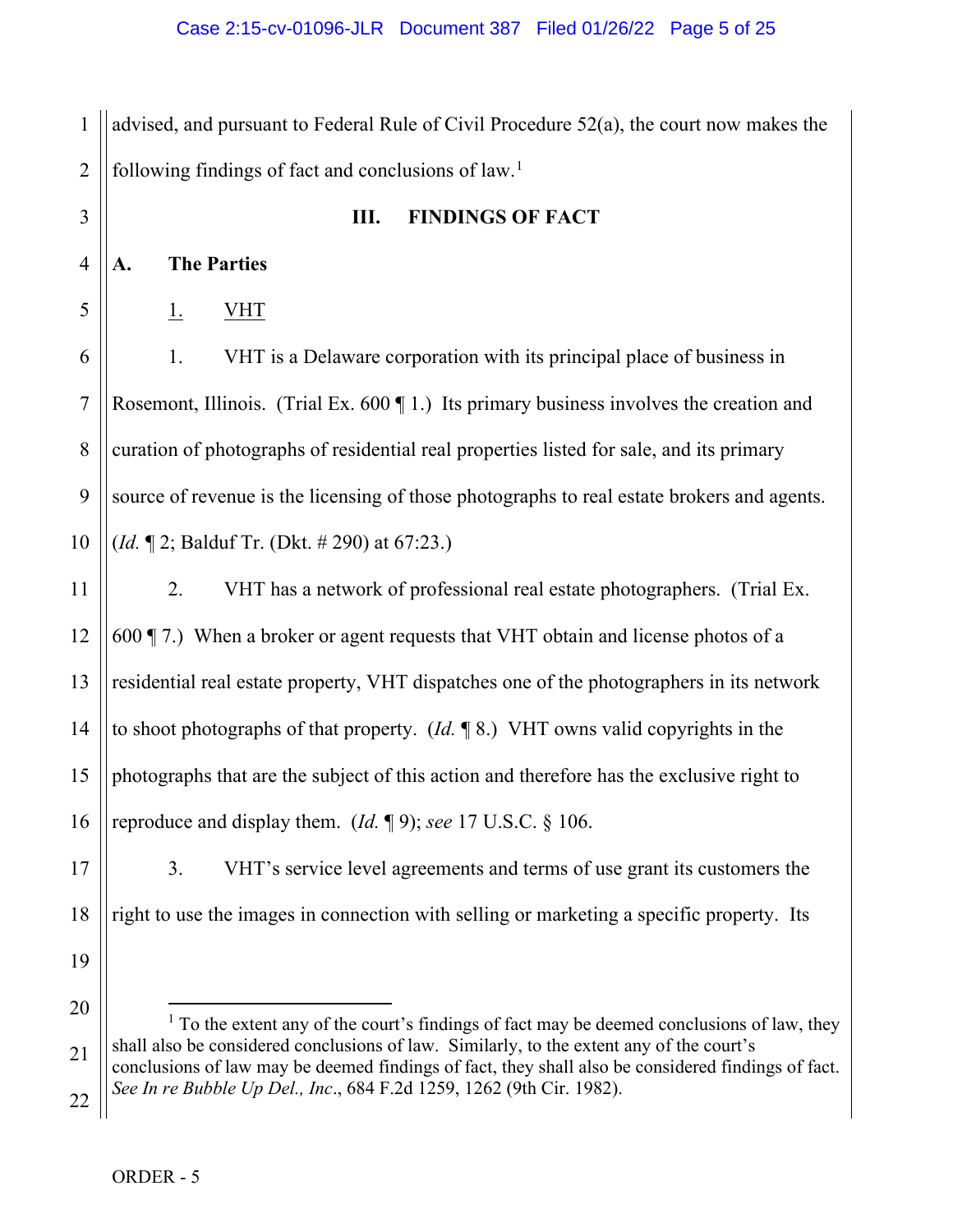advised, and pursuant to Federal Rule of Civil Procedure 52(a), the court now makes the following findings of fact and conclusions of law.[1]

## III. FINDINGS OF FACT

### A. The Parties

#### 1. VHT

1. VHT is a Delaware corporation with its principal place of business in Rosemont, Illinois. (Trial Ex. 600 ¶ 1.) Its primary business involves the creation and curation of photographs of residential real properties listed for sale, and its primary source of revenue is the licensing of those photographs to real estate brokers and agents. (*Id.* ¶ 2; Balduf Tr. (Dkt. # 290) at 67:23.)

2. VHT has a network of professional real estate photographers. (Trial Ex. 600 ¶ 7.) When a broker or agent requests that VHT obtain and license photos of a residential real estate property, VHT dispatches one of the photographers in its network to shoot photographs of that property. (*Id.* ¶ 8.) VHT owns valid copyrights in the photographs that are the subject of this action and therefore has the exclusive right to reproduce and display them. (*Id.* ¶ 9); *see* 17 U.S.C. § 106.

3. VHT's service level agreements and terms of use grant its customers the right to use the images in connection with selling or marketing a specific property. Its

---

[1] To the extent any of the court's findings of fact may be deemed conclusions of law, they shall also be considered conclusions of law. Similarly, to the extent any of the court's conclusions of law may be deemed findings of fact, they shall also be considered findings of fact. *See In re Bubble Up Del., Inc*., 684 F.2d 1259, 1262 (9th Cir. 1982).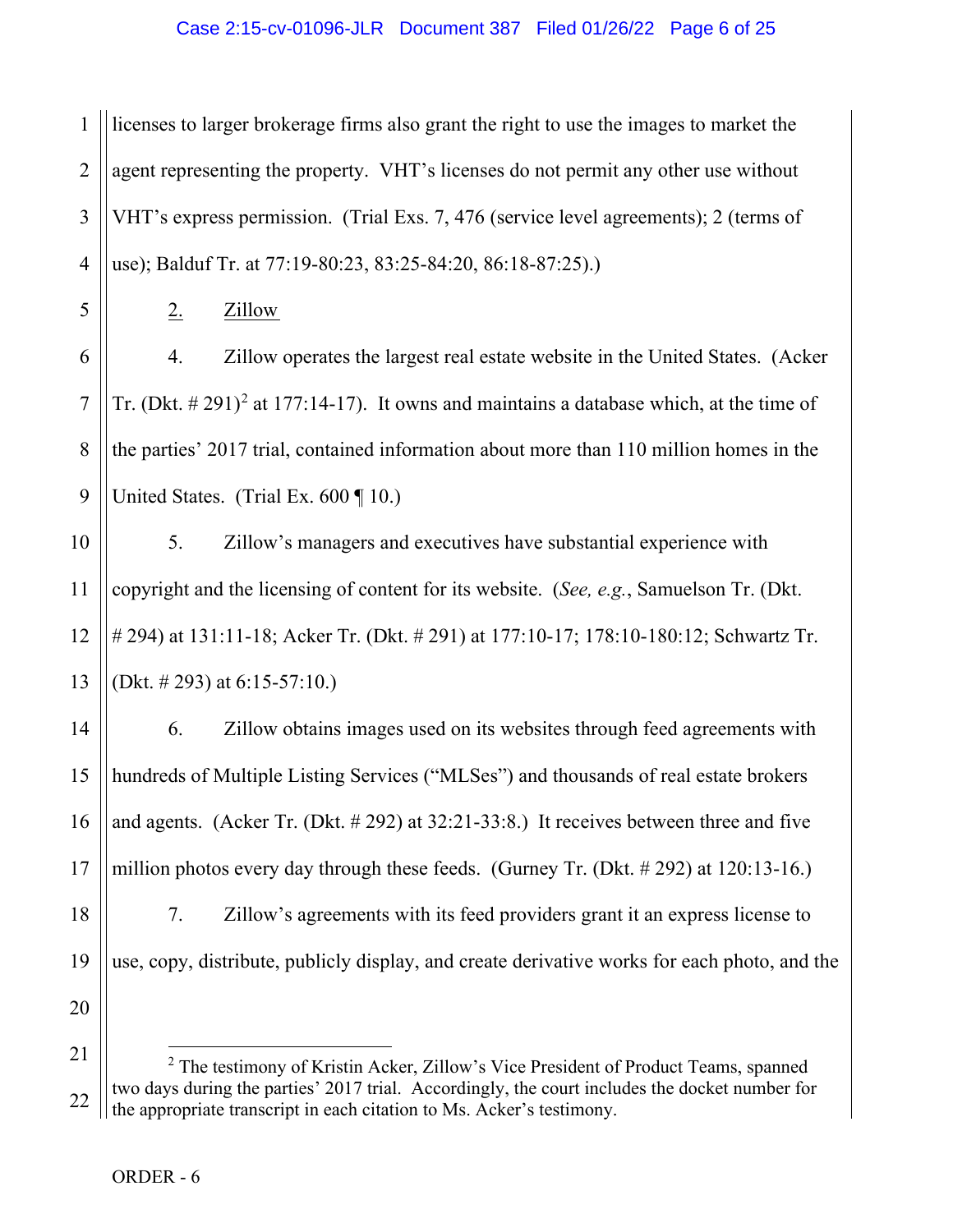licenses to larger brokerage firms also grant the right to use the images to market the agent representing the property. VHT's licenses do not permit any other use without VHT's express permission. (Trial Exs. 7, 476 (service level agreements); 2 (terms of use); Balduf Tr. at 77:19-80:23, 83:25-84:20, 86:18-87:25).)

2. Zillow

4. Zillow operates the largest real estate website in the United States. (Acker Tr. (Dkt. # 291)[2] at 177:14-17). It owns and maintains a database which, at the time of the parties' 2017 trial, contained information about more than 110 million homes in the United States. (Trial Ex. 600 ¶ 10.)

5. Zillow's managers and executives have substantial experience with copyright and the licensing of content for its website. (*See, e.g.*, Samuelson Tr. (Dkt. # 294) at 131:11-18; Acker Tr. (Dkt. # 291) at 177:10-17; 178:10-180:12; Schwartz Tr. (Dkt. # 293) at 6:15-57:10.)

6. Zillow obtains images used on its websites through feed agreements with hundreds of Multiple Listing Services ("MLSes") and thousands of real estate brokers and agents. (Acker Tr. (Dkt. # 292) at 32:21-33:8.) It receives between three and five million photos every day through these feeds. (Gurney Tr. (Dkt. # 292) at 120:13-16.)

7. Zillow's agreements with its feed providers grant it an express license to use, copy, distribute, publicly display, and create derivative works for each photo, and the

[2] The testimony of Kristin Acker, Zillow's Vice President of Product Teams, spanned two days during the parties' 2017 trial. Accordingly, the court includes the docket number for the appropriate transcript in each citation to Ms. Acker's testimony.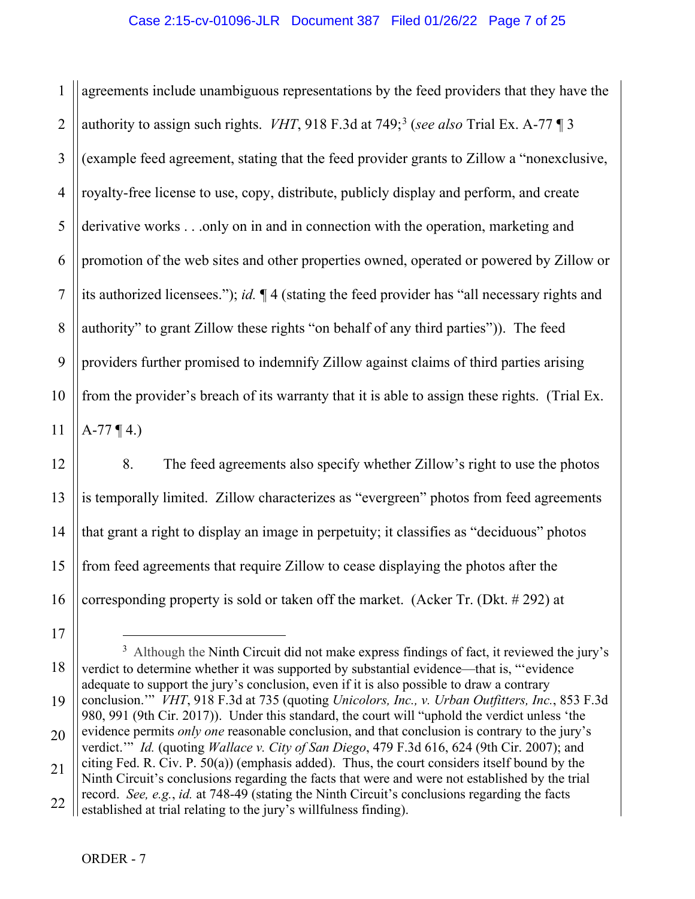agreements include unambiguous representations by the feed providers that they have the authority to assign such rights. *VHT*, 918 F.3d at 749;[3] (*see also* Trial Ex. A-77 ¶ 3 (example feed agreement, stating that the feed provider grants to Zillow a "nonexclusive, royalty-free license to use, copy, distribute, publicly display and perform, and create derivative works . . .only on in and in connection with the operation, marketing and promotion of the web sites and other properties owned, operated or powered by Zillow or its authorized licensees."); *id.* ¶ 4 (stating the feed provider has "all necessary rights and authority" to grant Zillow these rights "on behalf of any third parties")). The feed providers further promised to indemnify Zillow against claims of third parties arising from the provider's breach of its warranty that it is able to assign these rights. (Trial Ex. A-77 ¶ 4.)

8. The feed agreements also specify whether Zillow's right to use the photos is temporally limited. Zillow characterizes as "evergreen" photos from feed agreements that grant a right to display an image in perpetuity; it classifies as "deciduous" photos from feed agreements that require Zillow to cease displaying the photos after the corresponding property is sold or taken off the market. (Acker Tr. (Dkt. # 292) at

---

[3] Although the Ninth Circuit did not make express findings of fact, it reviewed the jury's verdict to determine whether it was supported by substantial evidence—that is, "'evidence adequate to support the jury's conclusion, even if it is also possible to draw a contrary conclusion.'" *VHT*, 918 F.3d at 735 (quoting *Unicolors, Inc., v. Urban Outfitters, Inc.*, 853 F.3d 980, 991 (9th Cir. 2017)). Under this standard, the court will "uphold the verdict unless 'the evidence permits *only one* reasonable conclusion, and that conclusion is contrary to the jury's verdict.'" *Id.* (quoting *Wallace v. City of San Diego*, 479 F.3d 616, 624 (9th Cir. 2007); and citing Fed. R. Civ. P. 50(a)) (emphasis added). Thus, the court considers itself bound by the Ninth Circuit's conclusions regarding the facts that were and were not established by the trial record. *See, e.g.*, *id.* at 748-49 (stating the Ninth Circuit's conclusions regarding the facts established at trial relating to the jury's willfulness finding).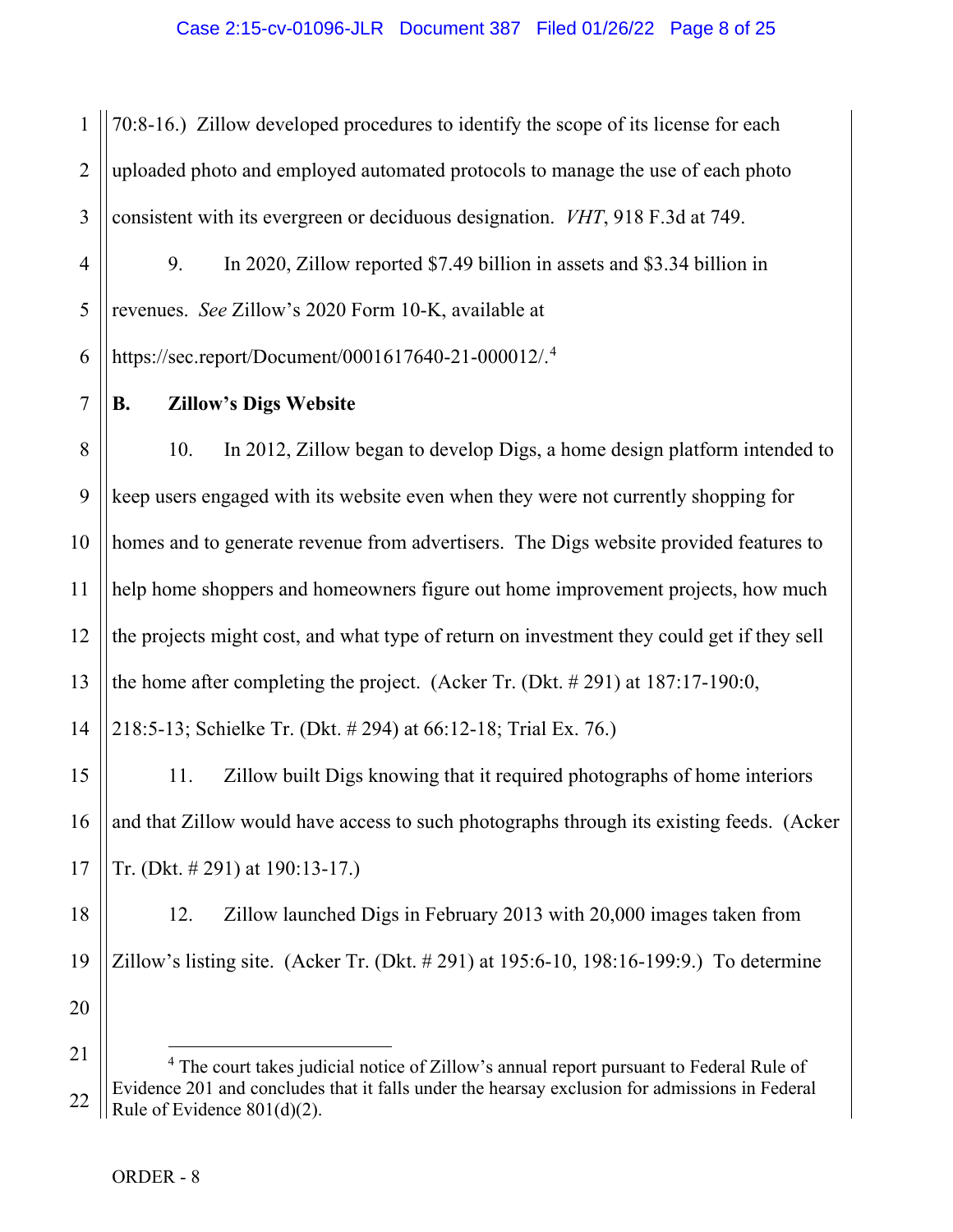70:8-16.) Zillow developed procedures to identify the scope of its license for each uploaded photo and employed automated protocols to manage the use of each photo consistent with its evergreen or deciduous designation. *VHT*, 918 F.3d at 749.

9. In 2020, Zillow reported $7.49 billion in assets and $3.34 billion in revenues. *See* Zillow's 2020 Form 10-K, available at https://sec.report/Document/0001617640-21-000012/.[4]

## B. Zillow's Digs Website

10. In 2012, Zillow began to develop Digs, a home design platform intended to keep users engaged with its website even when they were not currently shopping for homes and to generate revenue from advertisers. The Digs website provided features to help home shoppers and homeowners figure out home improvement projects, how much the projects might cost, and what type of return on investment they could get if they sell the home after completing the project. (Acker Tr. (Dkt. # 291) at 187:17-190:0, 218:5-13; Schielke Tr. (Dkt. # 294) at 66:12-18; Trial Ex. 76.)

11. Zillow built Digs knowing that it required photographs of home interiors and that Zillow would have access to such photographs through its existing feeds. (Acker Tr. (Dkt. # 291) at 190:13-17.)

12. Zillow launched Digs in February 2013 with 20,000 images taken from Zillow's listing site. (Acker Tr. (Dkt. # 291) at 195:6-10, 198:16-199:9.) To determine

---

[4] The court takes judicial notice of Zillow's annual report pursuant to Federal Rule of Evidence 201 and concludes that it falls under the hearsay exclusion for admissions in Federal Rule of Evidence 801(d)(2).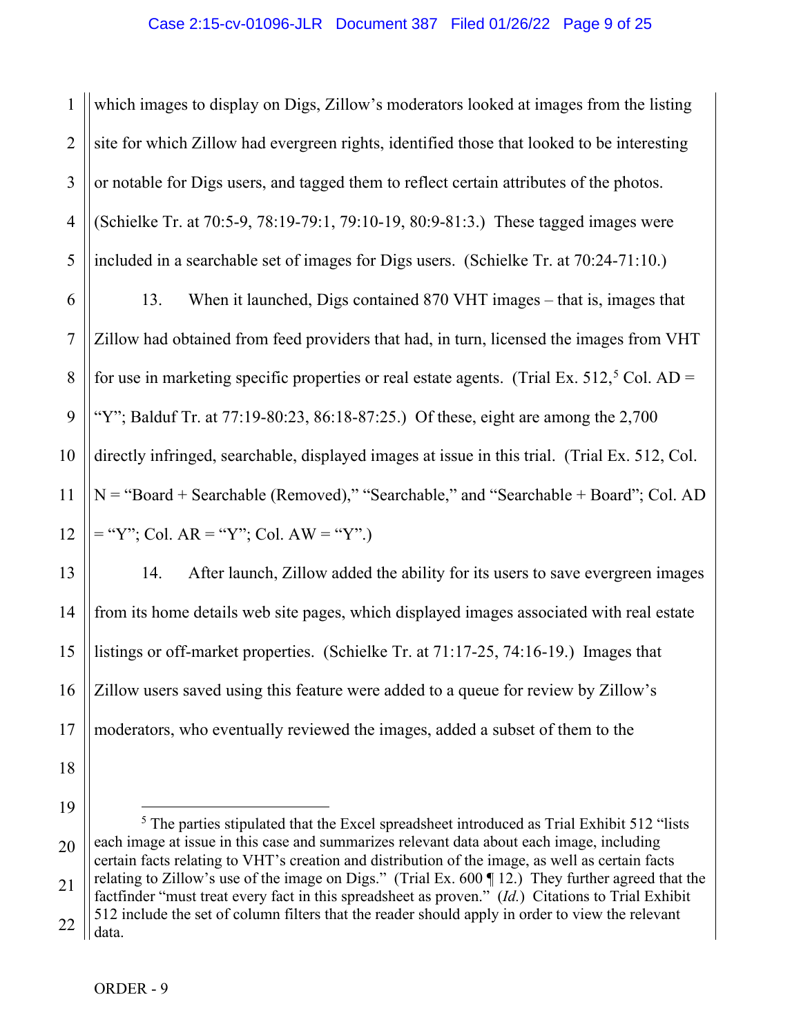which images to display on Digs, Zillow's moderators looked at images from the listing site for which Zillow had evergreen rights, identified those that looked to be interesting or notable for Digs users, and tagged them to reflect certain attributes of the photos. (Schielke Tr. at 70:5-9, 78:19-79:1, 79:10-19, 80:9-81:3.) These tagged images were included in a searchable set of images for Digs users. (Schielke Tr. at 70:24-71:10.)

13. When it launched, Digs contained 870 VHT images – that is, images that Zillow had obtained from feed providers that had, in turn, licensed the images from VHT for use in marketing specific properties or real estate agents. (Trial Ex. 512,[5] Col. AD = "Y"; Balduf Tr. at 77:19-80:23, 86:18-87:25.) Of these, eight are among the 2,700 directly infringed, searchable, displayed images at issue in this trial. (Trial Ex. 512, Col. N = "Board + Searchable (Removed)," "Searchable," and "Searchable + Board"; Col. AD = "Y"; Col. AR = "Y"; Col. AW = "Y".)

14. After launch, Zillow added the ability for its users to save evergreen images from its home details web site pages, which displayed images associated with real estate listings or off-market properties. (Schielke Tr. at 71:17-25, 74:16-19.) Images that Zillow users saved using this feature were added to a queue for review by Zillow's moderators, who eventually reviewed the images, added a subset of them to the

---

[5] The parties stipulated that the Excel spreadsheet introduced as Trial Exhibit 512 "lists each image at issue in this case and summarizes relevant data about each image, including certain facts relating to VHT's creation and distribution of the image, as well as certain facts relating to Zillow's use of the image on Digs." (Trial Ex. 600 ¶ 12.) They further agreed that the factfinder "must treat every fact in this spreadsheet as proven." (*Id.*) Citations to Trial Exhibit 512 include the set of column filters that the reader should apply in order to view the relevant data.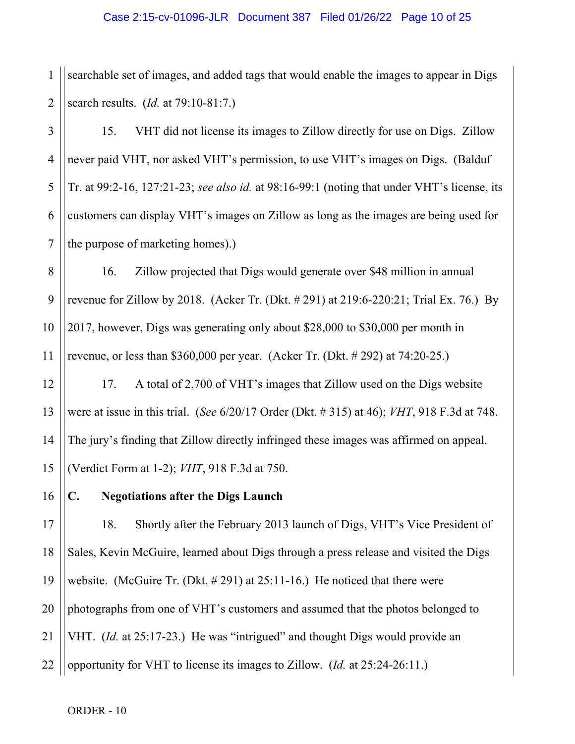searchable set of images, and added tags that would enable the images to appear in Digs search results. (*Id.* at 79:10-81:7.)

15. VHT did not license its images to Zillow directly for use on Digs. Zillow never paid VHT, nor asked VHT's permission, to use VHT's images on Digs. (Balduf Tr. at 99:2-16, 127:21-23; *see also id.* at 98:16-99:1 (noting that under VHT's license, its customers can display VHT's images on Zillow as long as the images are being used for the purpose of marketing homes).)

16. Zillow projected that Digs would generate over $48 million in annual revenue for Zillow by 2018. (Acker Tr. (Dkt. # 291) at 219:6-220:21; Trial Ex. 76.) By 2017, however, Digs was generating only about $28,000 to $30,000 per month in revenue, or less than $360,000 per year. (Acker Tr. (Dkt. # 292) at 74:20-25.)

17. A total of 2,700 of VHT's images that Zillow used on the Digs website were at issue in this trial. (*See* 6/20/17 Order (Dkt. # 315) at 46); *VHT*, 918 F.3d at 748. The jury's finding that Zillow directly infringed these images was affirmed on appeal. (Verdict Form at 1-2); *VHT*, 918 F.3d at 750.

### C. Negotiations after the Digs Launch

18. Shortly after the February 2013 launch of Digs, VHT's Vice President of Sales, Kevin McGuire, learned about Digs through a press release and visited the Digs website. (McGuire Tr. (Dkt. # 291) at 25:11-16.) He noticed that there were photographs from one of VHT's customers and assumed that the photos belonged to VHT. (*Id.* at 25:17-23.) He was "intrigued" and thought Digs would provide an opportunity for VHT to license its images to Zillow. (*Id.* at 25:24-26:11.)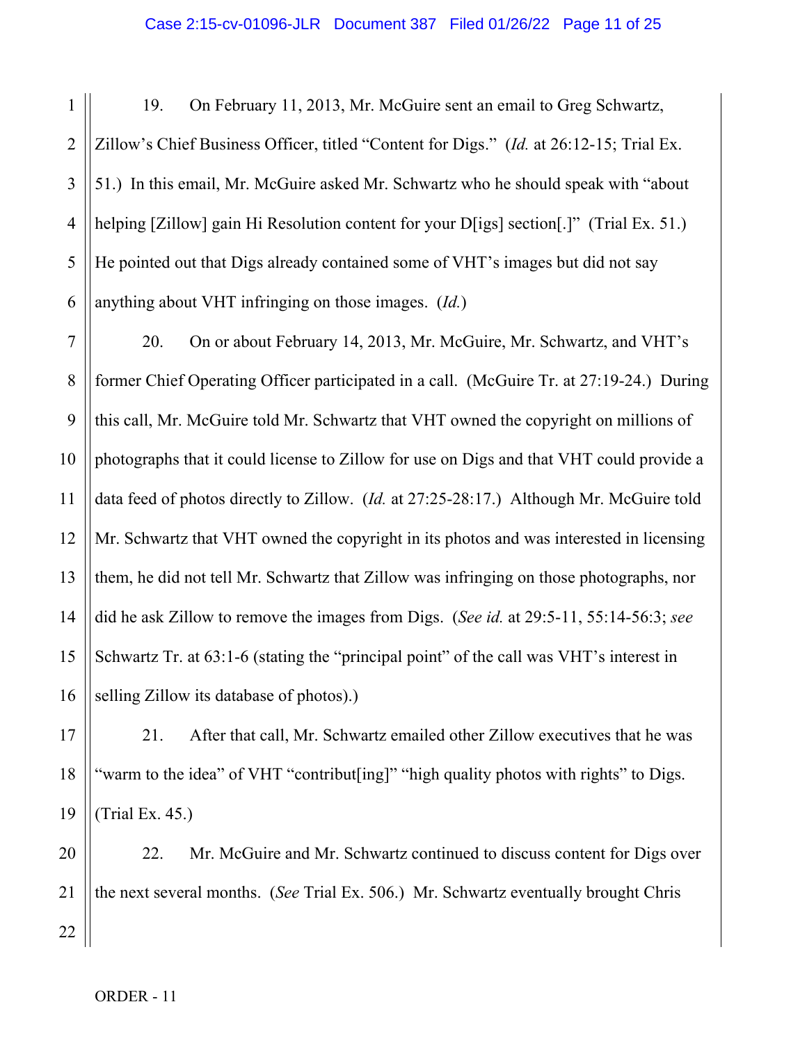19. On February 11, 2013, Mr. McGuire sent an email to Greg Schwartz, Zillow's Chief Business Officer, titled "Content for Digs." (*Id.* at 26:12-15; Trial Ex. 51.) In this email, Mr. McGuire asked Mr. Schwartz who he should speak with "about helping [Zillow] gain Hi Resolution content for your D[igs] section[.]" (Trial Ex. 51.) He pointed out that Digs already contained some of VHT's images but did not say anything about VHT infringing on those images. (*Id.*)

20. On or about February 14, 2013, Mr. McGuire, Mr. Schwartz, and VHT's former Chief Operating Officer participated in a call. (McGuire Tr. at 27:19-24.) During this call, Mr. McGuire told Mr. Schwartz that VHT owned the copyright on millions of photographs that it could license to Zillow for use on Digs and that VHT could provide a data feed of photos directly to Zillow. (*Id.* at 27:25-28:17.) Although Mr. McGuire told Mr. Schwartz that VHT owned the copyright in its photos and was interested in licensing them, he did not tell Mr. Schwartz that Zillow was infringing on those photographs, nor did he ask Zillow to remove the images from Digs. (*See id.* at 29:5-11, 55:14-56:3; *see* Schwartz Tr. at 63:1-6 (stating the "principal point" of the call was VHT's interest in selling Zillow its database of photos).)

21. After that call, Mr. Schwartz emailed other Zillow executives that he was "warm to the idea" of VHT "contribut[ing]" "high quality photos with rights" to Digs. (Trial Ex. 45.)

22. Mr. McGuire and Mr. Schwartz continued to discuss content for Digs over the next several months. (*See* Trial Ex. 506.) Mr. Schwartz eventually brought Chris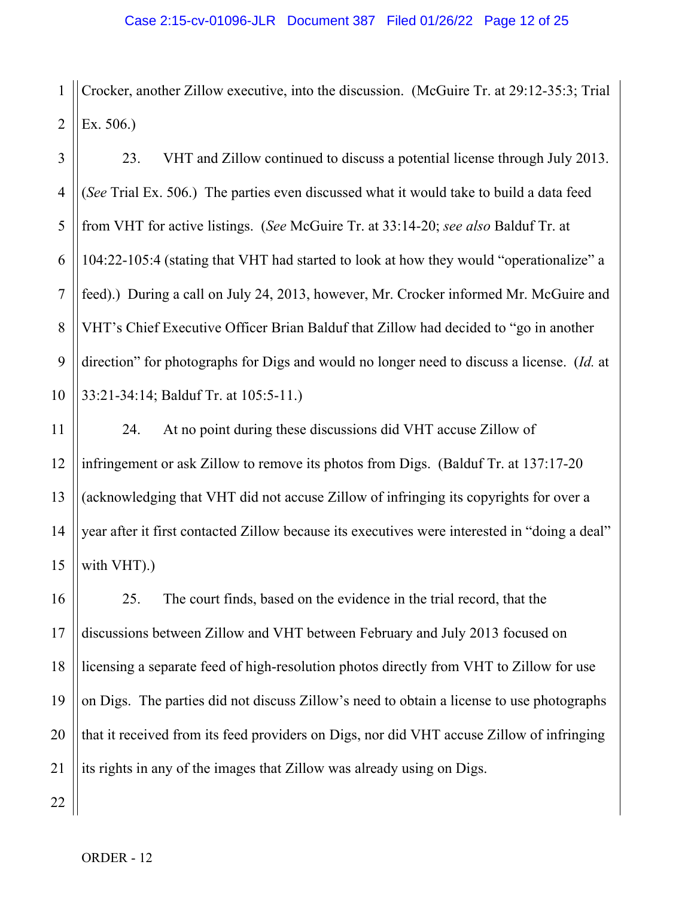Crocker, another Zillow executive, into the discussion. (McGuire Tr. at 29:12-35:3; Trial Ex. 506.)

23. VHT and Zillow continued to discuss a potential license through July 2013. (*See* Trial Ex. 506.) The parties even discussed what it would take to build a data feed from VHT for active listings. (*See* McGuire Tr. at 33:14-20; *see also* Balduf Tr. at 104:22-105:4 (stating that VHT had started to look at how they would "operationalize" a feed).) During a call on July 24, 2013, however, Mr. Crocker informed Mr. McGuire and VHT's Chief Executive Officer Brian Balduf that Zillow had decided to "go in another direction" for photographs for Digs and would no longer need to discuss a license. (*Id.* at 33:21-34:14; Balduf Tr. at 105:5-11.)

24. At no point during these discussions did VHT accuse Zillow of infringement or ask Zillow to remove its photos from Digs. (Balduf Tr. at 137:17-20 (acknowledging that VHT did not accuse Zillow of infringing its copyrights for over a year after it first contacted Zillow because its executives were interested in "doing a deal" with VHT).)

25. The court finds, based on the evidence in the trial record, that the discussions between Zillow and VHT between February and July 2013 focused on licensing a separate feed of high-resolution photos directly from VHT to Zillow for use on Digs. The parties did not discuss Zillow's need to obtain a license to use photographs that it received from its feed providers on Digs, nor did VHT accuse Zillow of infringing its rights in any of the images that Zillow was already using on Digs.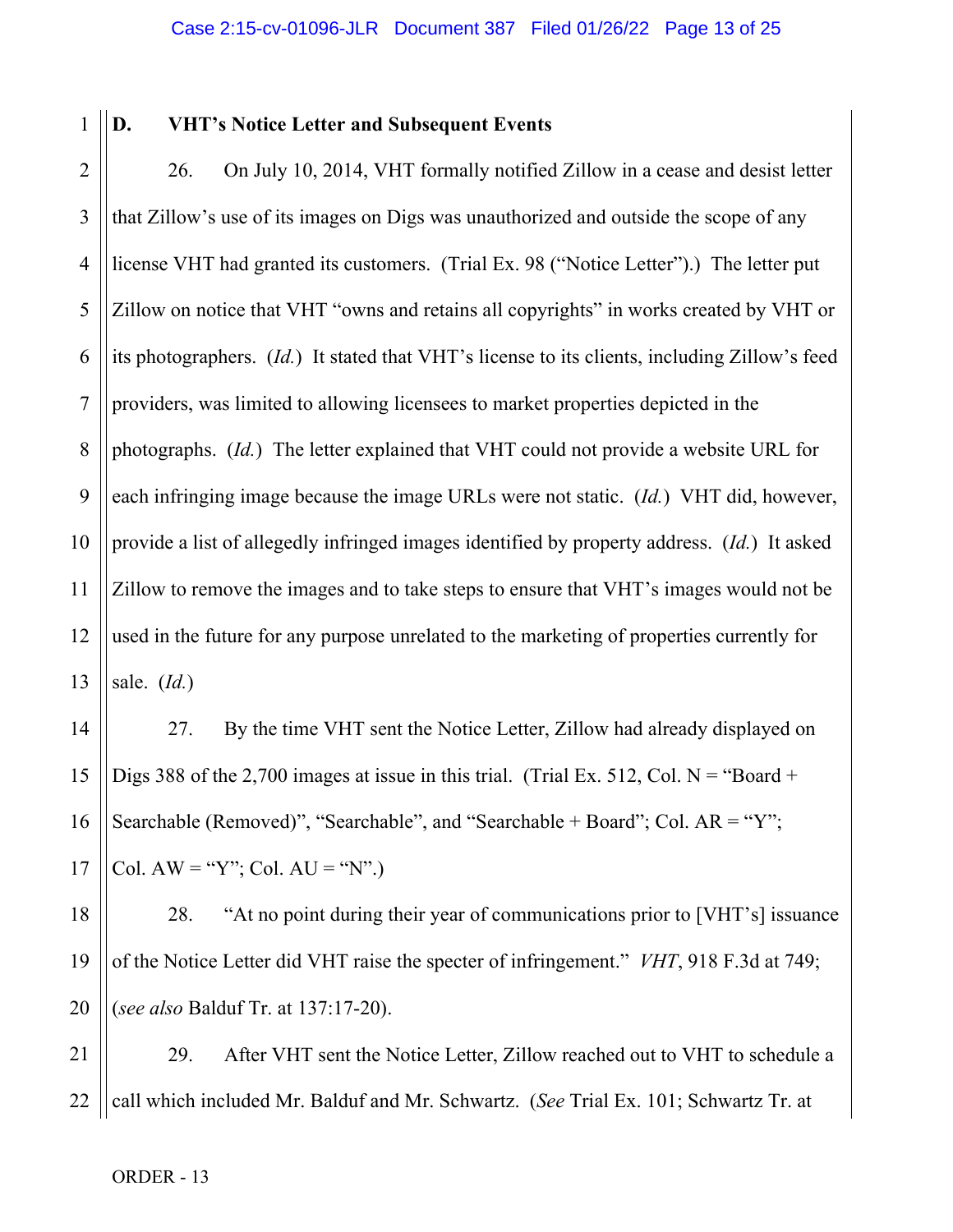### D. VHT's Notice Letter and Subsequent Events

26. On July 10, 2014, VHT formally notified Zillow in a cease and desist letter that Zillow's use of its images on Digs was unauthorized and outside the scope of any license VHT had granted its customers. (Trial Ex. 98 ("Notice Letter").) The letter put Zillow on notice that VHT "owns and retains all copyrights" in works created by VHT or its photographers. (*Id.*) It stated that VHT's license to its clients, including Zillow's feed providers, was limited to allowing licensees to market properties depicted in the photographs. (*Id.*) The letter explained that VHT could not provide a website URL for each infringing image because the image URLs were not static. (*Id.*) VHT did, however, provide a list of allegedly infringed images identified by property address. (*Id.*) It asked Zillow to remove the images and to take steps to ensure that VHT's images would not be used in the future for any purpose unrelated to the marketing of properties currently for sale. (*Id.*)

27. By the time VHT sent the Notice Letter, Zillow had already displayed on Digs 388 of the 2,700 images at issue in this trial. (Trial Ex. 512, Col. N = "Board + Searchable (Removed)", "Searchable", and "Searchable + Board"; Col. AR = "Y"; Col. AW = "Y"; Col. AU = "N".)

28. "At no point during their year of communications prior to [VHT's] issuance of the Notice Letter did VHT raise the specter of infringement." *VHT*, 918 F.3d at 749; (*see also* Balduf Tr. at 137:17-20).

29. After VHT sent the Notice Letter, Zillow reached out to VHT to schedule a call which included Mr. Balduf and Mr. Schwartz. (*See* Trial Ex. 101; Schwartz Tr. at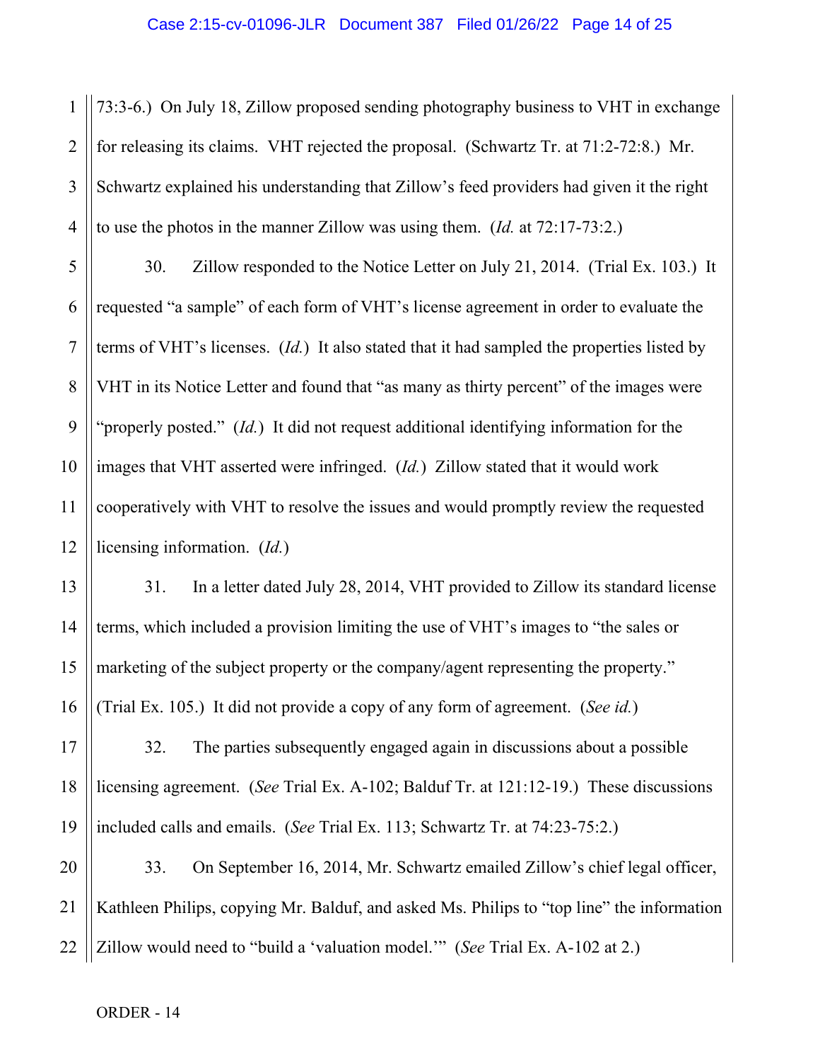73:3-6.) On July 18, Zillow proposed sending photography business to VHT in exchange for releasing its claims. VHT rejected the proposal. (Schwartz Tr. at 71:2-72:8.) Mr. Schwartz explained his understanding that Zillow's feed providers had given it the right to use the photos in the manner Zillow was using them. (*Id.* at 72:17-73:2.)

30. Zillow responded to the Notice Letter on July 21, 2014. (Trial Ex. 103.) It requested "a sample" of each form of VHT's license agreement in order to evaluate the terms of VHT's licenses. (*Id.*) It also stated that it had sampled the properties listed by VHT in its Notice Letter and found that "as many as thirty percent" of the images were "properly posted." (*Id.*) It did not request additional identifying information for the images that VHT asserted were infringed. (*Id.*) Zillow stated that it would work cooperatively with VHT to resolve the issues and would promptly review the requested licensing information. (*Id.*)

31. In a letter dated July 28, 2014, VHT provided to Zillow its standard license terms, which included a provision limiting the use of VHT's images to "the sales or marketing of the subject property or the company/agent representing the property." (Trial Ex. 105.) It did not provide a copy of any form of agreement. (*See id.*)

32. The parties subsequently engaged again in discussions about a possible licensing agreement. (*See* Trial Ex. A-102; Balduf Tr. at 121:12-19.) These discussions included calls and emails. (*See* Trial Ex. 113; Schwartz Tr. at 74:23-75:2.)

33. On September 16, 2014, Mr. Schwartz emailed Zillow's chief legal officer, Kathleen Philips, copying Mr. Balduf, and asked Ms. Philips to "top line" the information Zillow would need to "build a 'valuation model.'" (*See* Trial Ex. A-102 at 2.)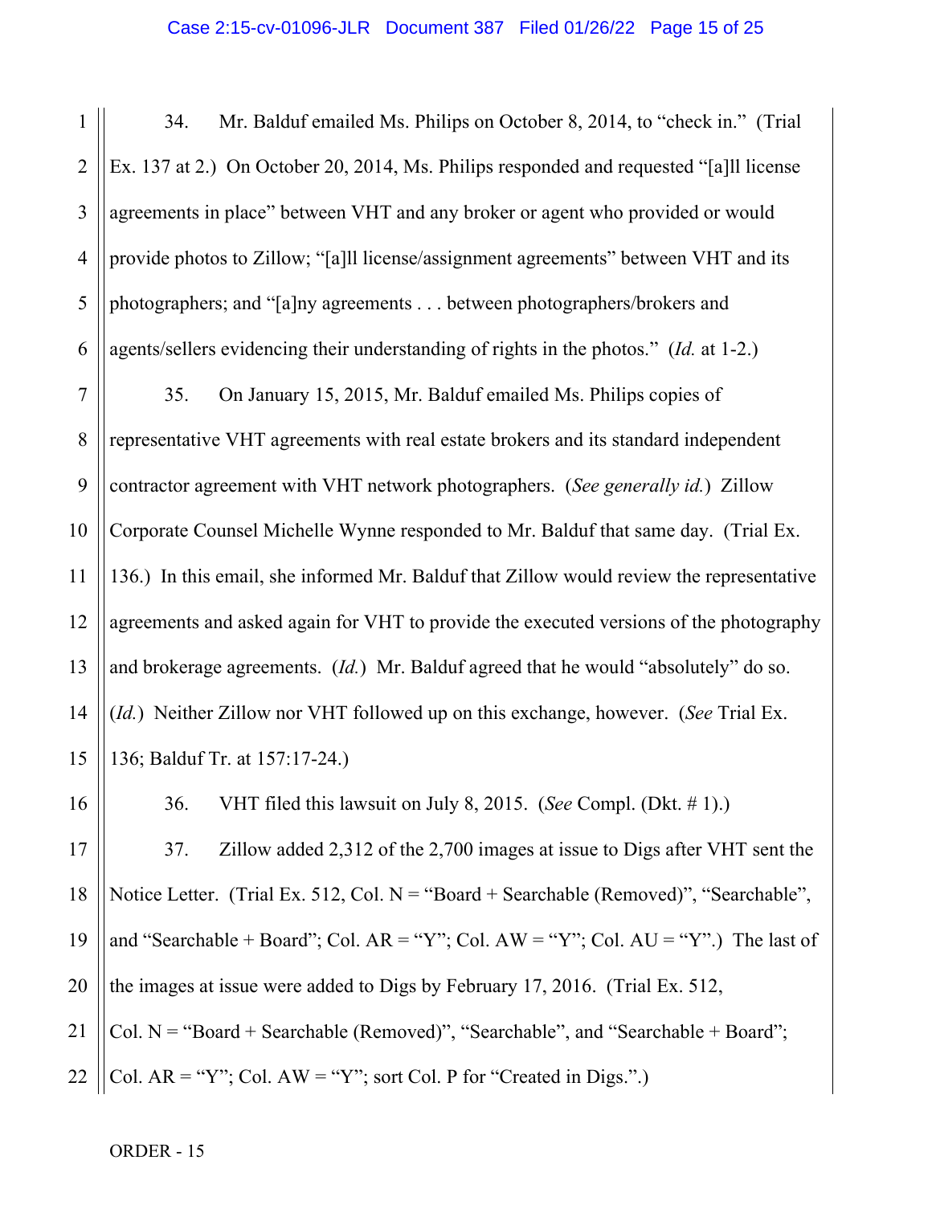34. Mr. Balduf emailed Ms. Philips on October 8, 2014, to "check in." (Trial Ex. 137 at 2.) On October 20, 2014, Ms. Philips responded and requested "[a]ll license agreements in place" between VHT and any broker or agent who provided or would provide photos to Zillow; "[a]ll license/assignment agreements" between VHT and its photographers; and "[a]ny agreements . . . between photographers/brokers and agents/sellers evidencing their understanding of rights in the photos." (*Id.* at 1-2.)

35. On January 15, 2015, Mr. Balduf emailed Ms. Philips copies of representative VHT agreements with real estate brokers and its standard independent contractor agreement with VHT network photographers. (*See generally id.*) Zillow Corporate Counsel Michelle Wynne responded to Mr. Balduf that same day. (Trial Ex. 136.) In this email, she informed Mr. Balduf that Zillow would review the representative agreements and asked again for VHT to provide the executed versions of the photography and brokerage agreements. (*Id.*) Mr. Balduf agreed that he would "absolutely" do so. (*Id.*) Neither Zillow nor VHT followed up on this exchange, however. (*See* Trial Ex. 136; Balduf Tr. at 157:17-24.)

36. VHT filed this lawsuit on July 8, 2015. (*See* Compl. (Dkt. # 1).)

37. Zillow added 2,312 of the 2,700 images at issue to Digs after VHT sent the Notice Letter. (Trial Ex. 512, Col. N = "Board + Searchable (Removed)", "Searchable", and "Searchable + Board"; Col. AR = "Y"; Col. AW = "Y"; Col. AU = "Y".) The last of the images at issue were added to Digs by February 17, 2016. (Trial Ex. 512, Col. N = "Board + Searchable (Removed)", "Searchable", and "Searchable + Board"; Col. AR = "Y"; Col. AW = "Y"; sort Col. P for "Created in Digs.".)

ORDER - 15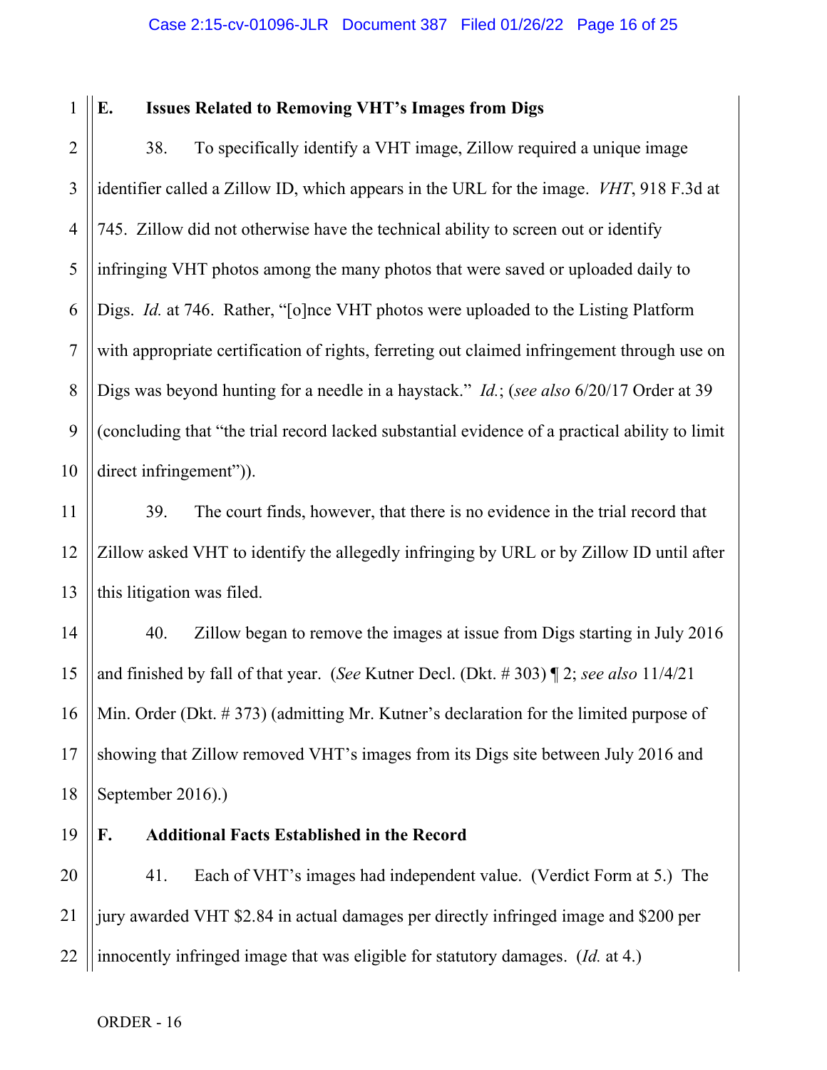### E. Issues Related to Removing VHT's Images from Digs

38. To specifically identify a VHT image, Zillow required a unique image identifier called a Zillow ID, which appears in the URL for the image. *VHT*, 918 F.3d at 745. Zillow did not otherwise have the technical ability to screen out or identify infringing VHT photos among the many photos that were saved or uploaded daily to Digs. *Id.* at 746. Rather, "[o]nce VHT photos were uploaded to the Listing Platform with appropriate certification of rights, ferreting out claimed infringement through use on Digs was beyond hunting for a needle in a haystack." *Id.*; (*see also* 6/20/17 Order at 39 (concluding that "the trial record lacked substantial evidence of a practical ability to limit direct infringement")).

39. The court finds, however, that there is no evidence in the trial record that Zillow asked VHT to identify the allegedly infringing by URL or by Zillow ID until after this litigation was filed.

40. Zillow began to remove the images at issue from Digs starting in July 2016 and finished by fall of that year. (*See* Kutner Decl. (Dkt. # 303) ¶ 2; *see also* 11/4/21 Min. Order (Dkt. # 373) (admitting Mr. Kutner's declaration for the limited purpose of showing that Zillow removed VHT's images from its Digs site between July 2016 and September 2016).)

### F. Additional Facts Established in the Record

41. Each of VHT's images had independent value. (Verdict Form at 5.) The jury awarded VHT $2.84 in actual damages per directly infringed image and $200 per innocently infringed image that was eligible for statutory damages. (*Id.* at 4.)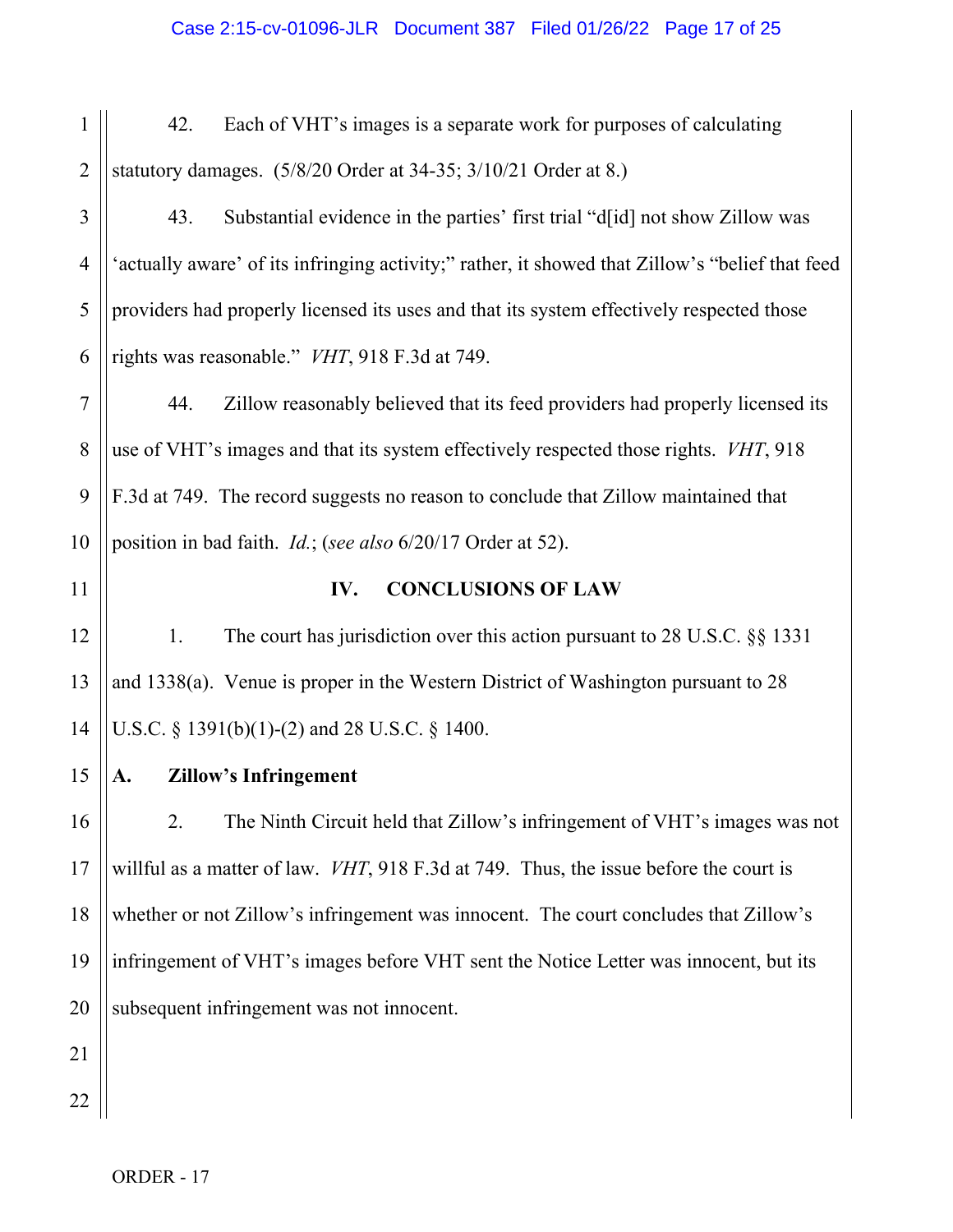42. Each of VHT's images is a separate work for purposes of calculating statutory damages. (5/8/20 Order at 34-35; 3/10/21 Order at 8.)

43. Substantial evidence in the parties' first trial "d[id] not show Zillow was 'actually aware' of its infringing activity;" rather, it showed that Zillow's "belief that feed providers had properly licensed its uses and that its system effectively respected those rights was reasonable." *VHT*, 918 F.3d at 749.

44. Zillow reasonably believed that its feed providers had properly licensed its use of VHT's images and that its system effectively respected those rights. *VHT*, 918 F.3d at 749. The record suggests no reason to conclude that Zillow maintained that position in bad faith. *Id.*; (*see also* 6/20/17 Order at 52).

## IV. CONCLUSIONS OF LAW

1. The court has jurisdiction over this action pursuant to 28 U.S.C. §§ 1331 and 1338(a). Venue is proper in the Western District of Washington pursuant to 28 U.S.C. § 1391(b)(1)-(2) and 28 U.S.C. § 1400.

### A. Zillow's Infringement

2. The Ninth Circuit held that Zillow's infringement of VHT's images was not willful as a matter of law. *VHT*, 918 F.3d at 749. Thus, the issue before the court is whether or not Zillow's infringement was innocent. The court concludes that Zillow's infringement of VHT's images before VHT sent the Notice Letter was innocent, but its subsequent infringement was not innocent.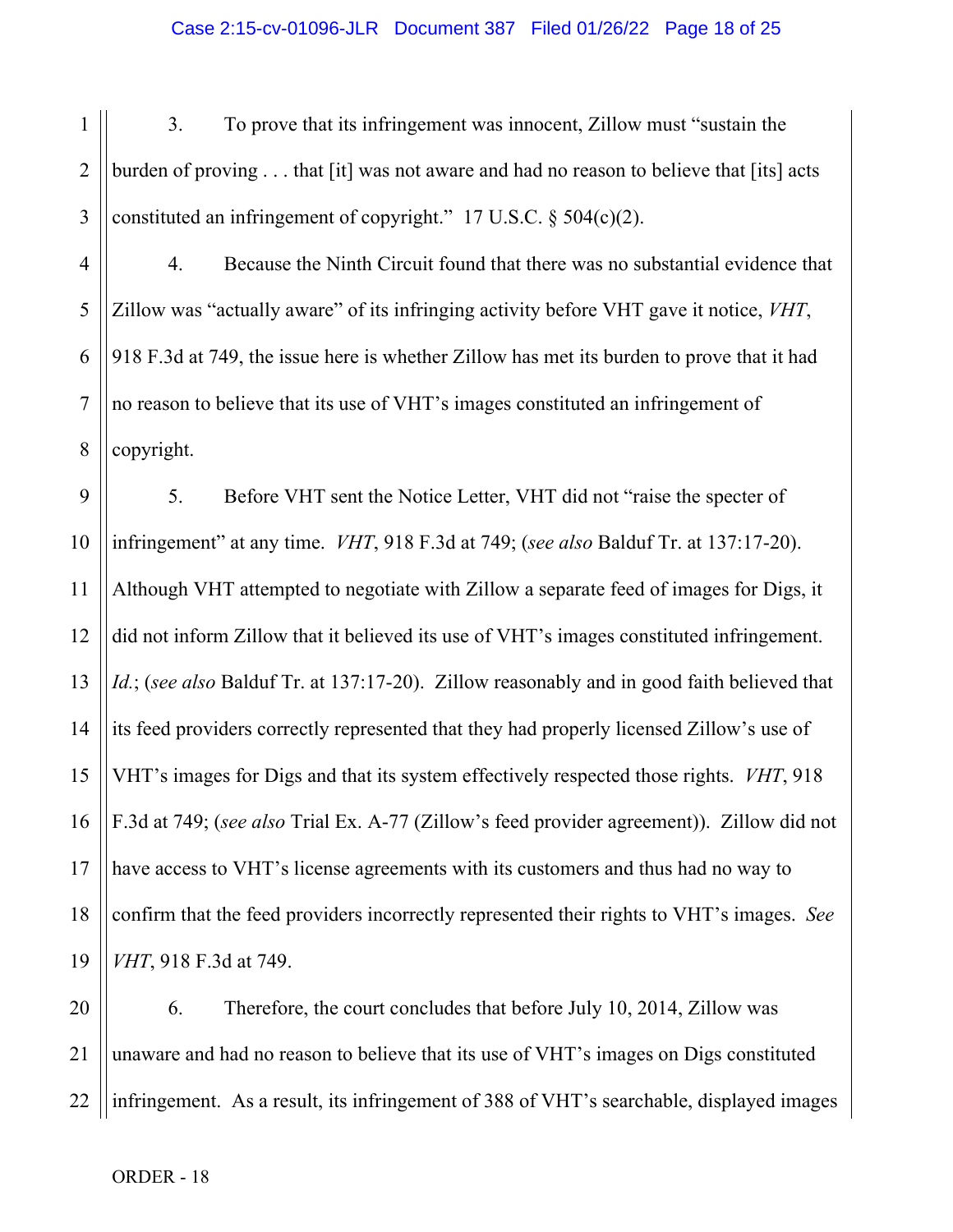3. To prove that its infringement was innocent, Zillow must "sustain the burden of proving . . . that [it] was not aware and had no reason to believe that [its] acts constituted an infringement of copyright." 17 U.S.C. § 504(c)(2).

4. Because the Ninth Circuit found that there was no substantial evidence that Zillow was "actually aware" of its infringing activity before VHT gave it notice, *VHT*, 918 F.3d at 749, the issue here is whether Zillow has met its burden to prove that it had no reason to believe that its use of VHT's images constituted an infringement of copyright.

5. Before VHT sent the Notice Letter, VHT did not "raise the specter of infringement" at any time. *VHT*, 918 F.3d at 749; (*see also* Balduf Tr. at 137:17-20). Although VHT attempted to negotiate with Zillow a separate feed of images for Digs, it did not inform Zillow that it believed its use of VHT's images constituted infringement. *Id.*; (*see also* Balduf Tr. at 137:17-20). Zillow reasonably and in good faith believed that its feed providers correctly represented that they had properly licensed Zillow's use of VHT's images for Digs and that its system effectively respected those rights. *VHT*, 918 F.3d at 749; (*see also* Trial Ex. A-77 (Zillow's feed provider agreement)). Zillow did not have access to VHT's license agreements with its customers and thus had no way to confirm that the feed providers incorrectly represented their rights to VHT's images. *See VHT*, 918 F.3d at 749.

6. Therefore, the court concludes that before July 10, 2014, Zillow was unaware and had no reason to believe that its use of VHT's images on Digs constituted infringement. As a result, its infringement of 388 of VHT's searchable, displayed images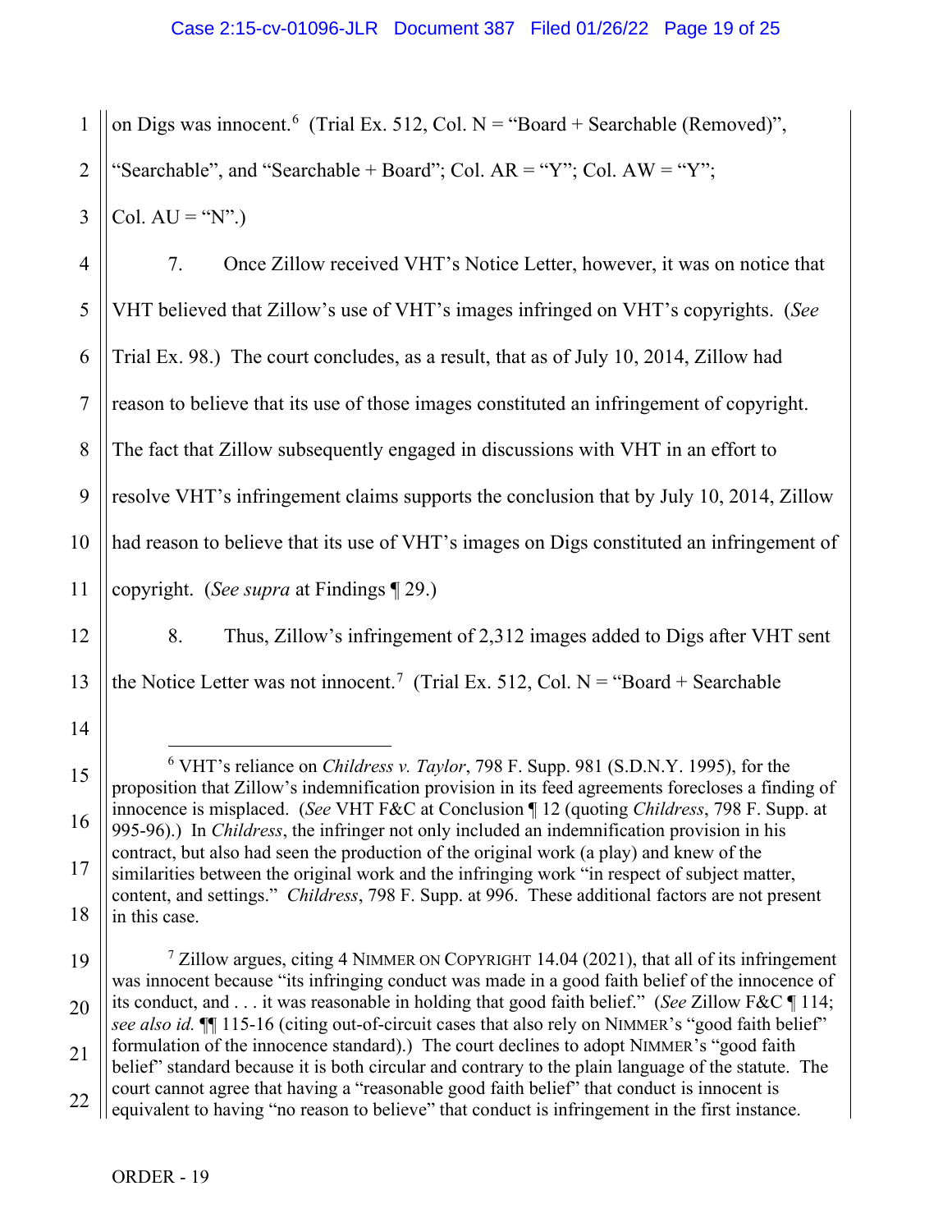on Digs was innocent.[6] (Trial Ex. 512, Col. N = "Board + Searchable (Removed)", "Searchable", and "Searchable + Board"; Col. AR = "Y"; Col. AW = "Y"; Col. AU = "N".)

7. Once Zillow received VHT's Notice Letter, however, it was on notice that VHT believed that Zillow's use of VHT's images infringed on VHT's copyrights. (*See* Trial Ex. 98.) The court concludes, as a result, that as of July 10, 2014, Zillow had reason to believe that its use of those images constituted an infringement of copyright. The fact that Zillow subsequently engaged in discussions with VHT in an effort to resolve VHT's infringement claims supports the conclusion that by July 10, 2014, Zillow had reason to believe that its use of VHT's images on Digs constituted an infringement of copyright. (*See supra* at Findings ¶ 29.)

8. Thus, Zillow's infringement of 2,312 images added to Digs after VHT sent the Notice Letter was not innocent.[7] (Trial Ex. 512, Col. N = "Board + Searchable

---

[6] VHT's reliance on *Childress v. Taylor*, 798 F. Supp. 981 (S.D.N.Y. 1995), for the proposition that Zillow's indemnification provision in its feed agreements forecloses a finding of innocence is misplaced. (*See* VHT F&C at Conclusion ¶ 12 (quoting *Childress*, 798 F. Supp. at 995-96).) In *Childress*, the infringer not only included an indemnification provision in his contract, but also had seen the production of the original work (a play) and knew of the similarities between the original work and the infringing work "in respect of subject matter, content, and settings." *Childress*, 798 F. Supp. at 996. These additional factors are not present in this case.

[7] Zillow argues, citing 4 NIMMER ON COPYRIGHT 14.04 (2021), that all of its infringement was innocent because "its infringing conduct was made in a good faith belief of the innocence of its conduct, and . . . it was reasonable in holding that good faith belief." (*See* Zillow F&C ¶ 114; *see also id.* ¶¶ 115-16 (citing out-of-circuit cases that also rely on NIMMER's "good faith belief" formulation of the innocence standard).) The court declines to adopt NIMMER's "good faith belief" standard because it is both circular and contrary to the plain language of the statute. The court cannot agree that having a "reasonable good faith belief" that conduct is innocent is equivalent to having "no reason to believe" that conduct is infringement in the first instance.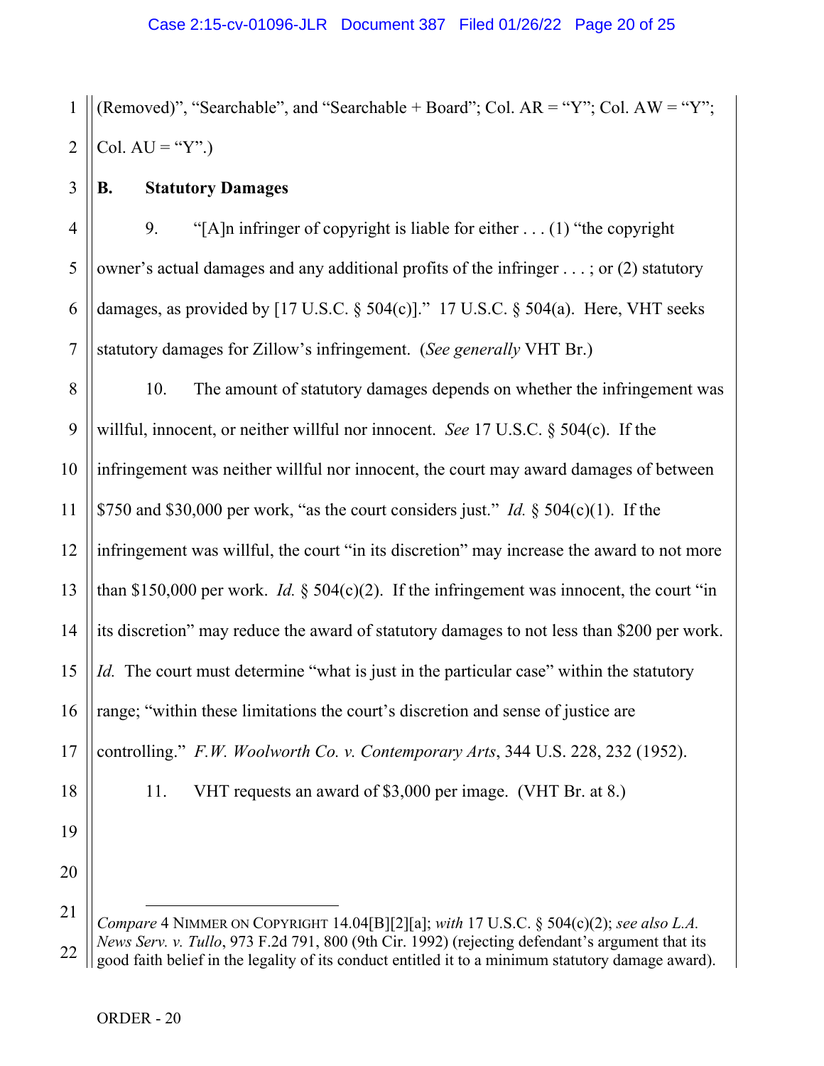(Removed)", "Searchable", and "Searchable + Board"; Col. AR = "Y"; Col. AW = "Y"; Col. AU = "Y".)

### B. Statutory Damages

9. "[A]n infringer of copyright is liable for either . . . (1) "the copyright owner's actual damages and any additional profits of the infringer . . . ; or (2) statutory damages, as provided by [17 U.S.C. § 504(c)]." 17 U.S.C. § 504(a). Here, VHT seeks statutory damages for Zillow's infringement. (*See generally* VHT Br.)

10. The amount of statutory damages depends on whether the infringement was willful, innocent, or neither willful nor innocent. *See* 17 U.S.C. § 504(c). If the infringement was neither willful nor innocent, the court may award damages of between $750 and $30,000 per work, "as the court considers just." *Id.* § 504(c)(1). If the infringement was willful, the court "in its discretion" may increase the award to not more than $150,000 per work. *Id.* § 504(c)(2). If the infringement was innocent, the court "in its discretion" may reduce the award of statutory damages to not less than $200 per work. *Id.* The court must determine "what is just in the particular case" within the statutory range; "within these limitations the court's discretion and sense of justice are controlling." *F.W. Woolworth Co. v. Contemporary Arts*, 344 U.S. 228, 232 (1952).

11. VHT requests an award of $3,000 per image. (VHT Br. at 8.)

---

*Compare* 4 NIMMER ON COPYRIGHT 14.04[B][2][a]; *with* 17 U.S.C. § 504(c)(2); *see also L.A. News Serv. v. Tullo*, 973 F.2d 791, 800 (9th Cir. 1992) (rejecting defendant's argument that its good faith belief in the legality of its conduct entitled it to a minimum statutory damage award).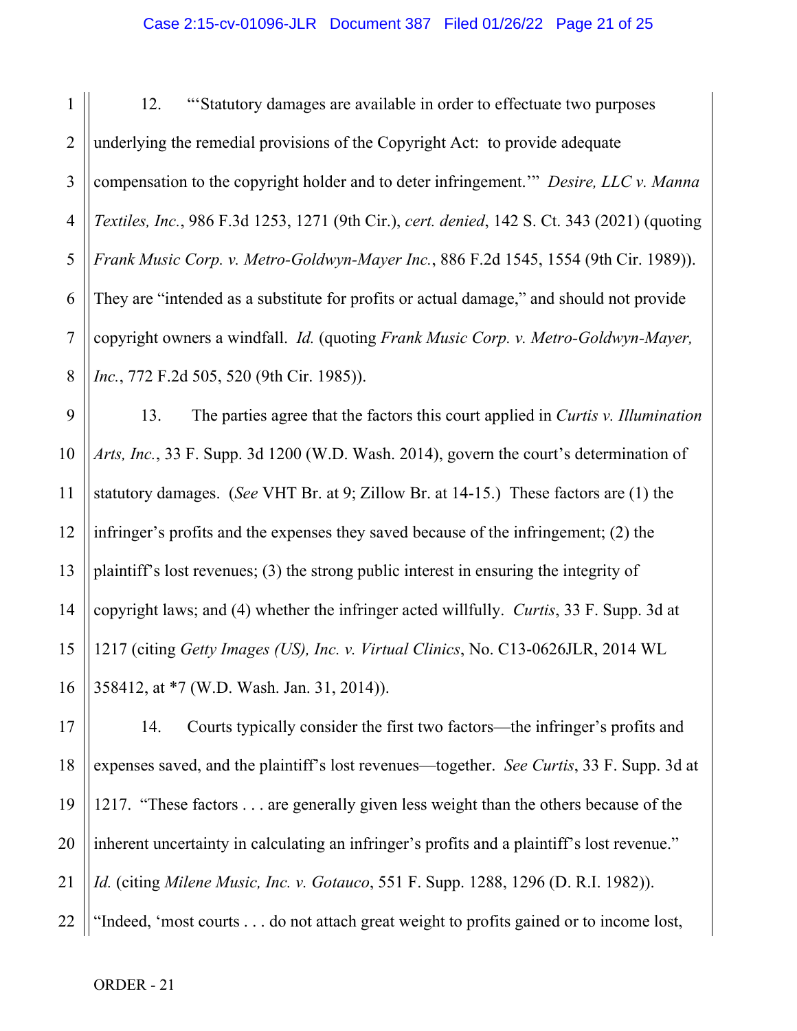12. "'Statutory damages are available in order to effectuate two purposes underlying the remedial provisions of the Copyright Act: to provide adequate compensation to the copyright holder and to deter infringement.'" *Desire, LLC v. Manna Textiles, Inc.*, 986 F.3d 1253, 1271 (9th Cir.), *cert. denied*, 142 S. Ct. 343 (2021) (quoting *Frank Music Corp. v. Metro-Goldwyn-Mayer Inc.*, 886 F.2d 1545, 1554 (9th Cir. 1989)). They are "intended as a substitute for profits or actual damage," and should not provide copyright owners a windfall. *Id.* (quoting *Frank Music Corp. v. Metro-Goldwyn-Mayer, Inc.*, 772 F.2d 505, 520 (9th Cir. 1985)).

13. The parties agree that the factors this court applied in *Curtis v. Illumination Arts, Inc.*, 33 F. Supp. 3d 1200 (W.D. Wash. 2014), govern the court's determination of statutory damages. (*See* VHT Br. at 9; Zillow Br. at 14-15.) These factors are (1) the infringer's profits and the expenses they saved because of the infringement; (2) the plaintiff's lost revenues; (3) the strong public interest in ensuring the integrity of copyright laws; and (4) whether the infringer acted willfully. *Curtis*, 33 F. Supp. 3d at 1217 (citing *Getty Images (US), Inc. v. Virtual Clinics*, No. C13-0626JLR, 2014 WL 358412, at *7 (W.D. Wash. Jan. 31, 2014)).

14. Courts typically consider the first two factors—the infringer's profits and expenses saved, and the plaintiff's lost revenues—together. *See Curtis*, 33 F. Supp. 3d at 1217. "These factors . . . are generally given less weight than the others because of the inherent uncertainty in calculating an infringer's profits and a plaintiff's lost revenue." *Id.* (citing *Milene Music, Inc. v. Gotauco*, 551 F. Supp. 1288, 1296 (D. R.I. 1982)). "Indeed, 'most courts . . . do not attach great weight to profits gained or to income lost,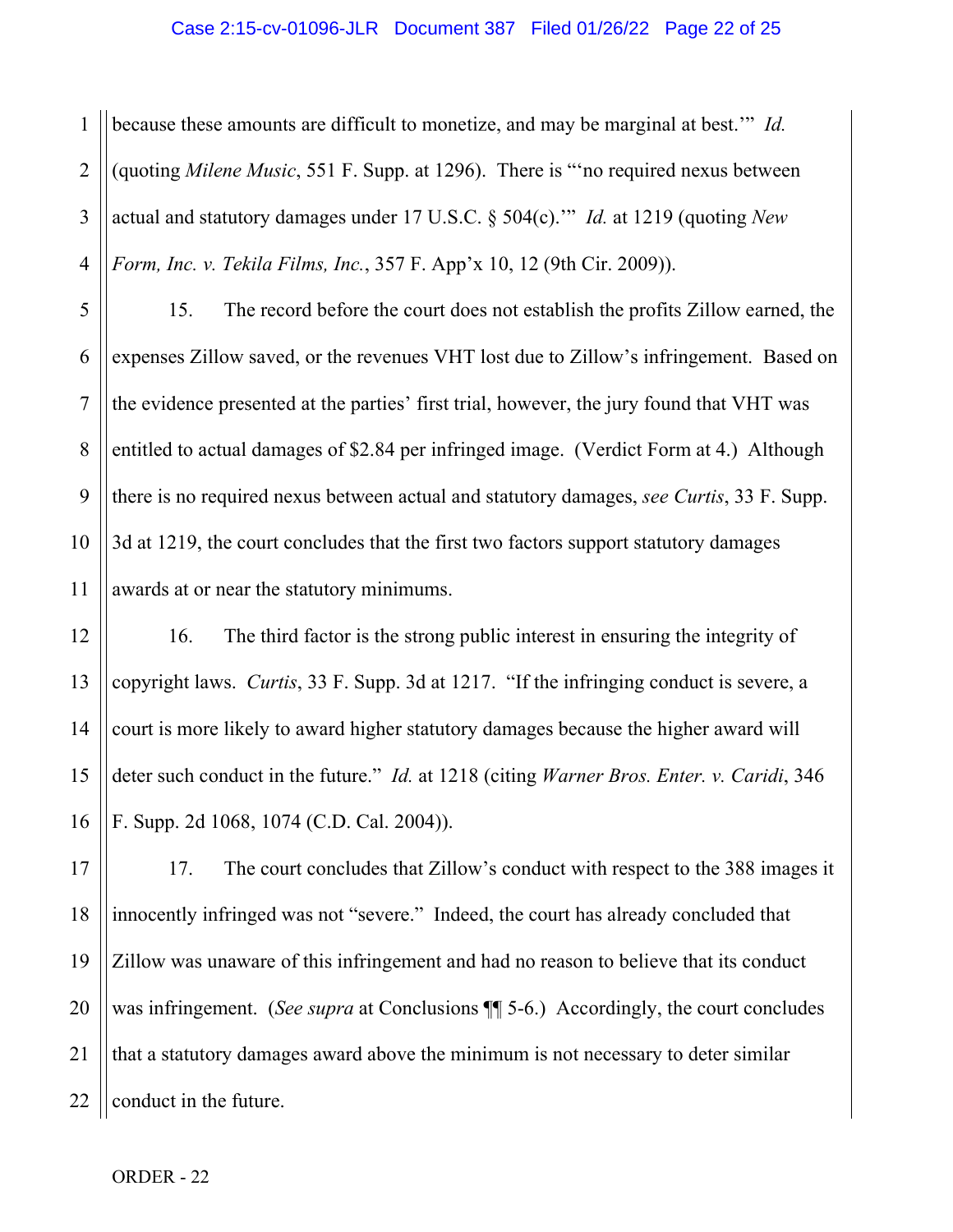because these amounts are difficult to monetize, and may be marginal at best.'" *Id.* (quoting *Milene Music*, 551 F. Supp. at 1296). There is "'no required nexus between actual and statutory damages under 17 U.S.C. § 504(c).'" *Id.* at 1219 (quoting *New Form, Inc. v. Tekila Films, Inc.*, 357 F. App'x 10, 12 (9th Cir. 2009)).

15. The record before the court does not establish the profits Zillow earned, the expenses Zillow saved, or the revenues VHT lost due to Zillow's infringement. Based on the evidence presented at the parties' first trial, however, the jury found that VHT was entitled to actual damages of $2.84 per infringed image. (Verdict Form at 4.) Although there is no required nexus between actual and statutory damages, *see Curtis*, 33 F. Supp. 3d at 1219, the court concludes that the first two factors support statutory damages awards at or near the statutory minimums.

16. The third factor is the strong public interest in ensuring the integrity of copyright laws. *Curtis*, 33 F. Supp. 3d at 1217. "If the infringing conduct is severe, a court is more likely to award higher statutory damages because the higher award will deter such conduct in the future." *Id.* at 1218 (citing *Warner Bros. Enter. v. Caridi*, 346 F. Supp. 2d 1068, 1074 (C.D. Cal. 2004)).

17. The court concludes that Zillow's conduct with respect to the 388 images it innocently infringed was not "severe." Indeed, the court has already concluded that Zillow was unaware of this infringement and had no reason to believe that its conduct was infringement. (*See supra* at Conclusions ¶¶ 5-6.) Accordingly, the court concludes that a statutory damages award above the minimum is not necessary to deter similar conduct in the future.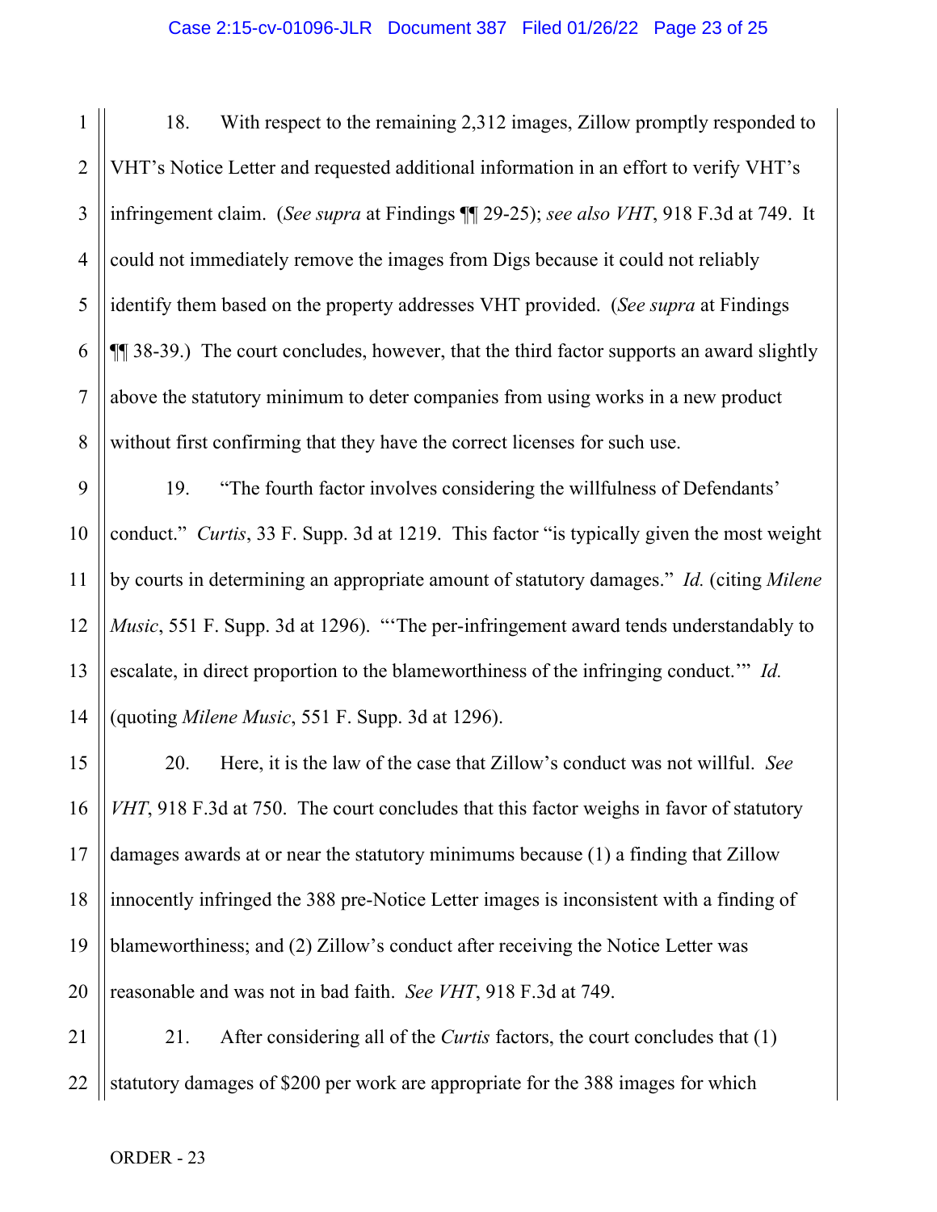18. With respect to the remaining 2,312 images, Zillow promptly responded to VHT's Notice Letter and requested additional information in an effort to verify VHT's infringement claim. (*See supra* at Findings ¶¶ 29-25); *see also VHT*, 918 F.3d at 749. It could not immediately remove the images from Digs because it could not reliably identify them based on the property addresses VHT provided. (*See supra* at Findings ¶¶ 38-39.) The court concludes, however, that the third factor supports an award slightly above the statutory minimum to deter companies from using works in a new product without first confirming that they have the correct licenses for such use.

19. "The fourth factor involves considering the willfulness of Defendants' conduct." *Curtis*, 33 F. Supp. 3d at 1219. This factor "is typically given the most weight by courts in determining an appropriate amount of statutory damages." *Id.* (citing *Milene Music*, 551 F. Supp. 3d at 1296). "'The per-infringement award tends understandably to escalate, in direct proportion to the blameworthiness of the infringing conduct.'" *Id.* (quoting *Milene Music*, 551 F. Supp. 3d at 1296).

20. Here, it is the law of the case that Zillow's conduct was not willful. *See VHT*, 918 F.3d at 750. The court concludes that this factor weighs in favor of statutory damages awards at or near the statutory minimums because (1) a finding that Zillow innocently infringed the 388 pre-Notice Letter images is inconsistent with a finding of blameworthiness; and (2) Zillow's conduct after receiving the Notice Letter was reasonable and was not in bad faith. *See VHT*, 918 F.3d at 749.

21. After considering all of the *Curtis* factors, the court concludes that (1) statutory damages of $200 per work are appropriate for the 388 images for which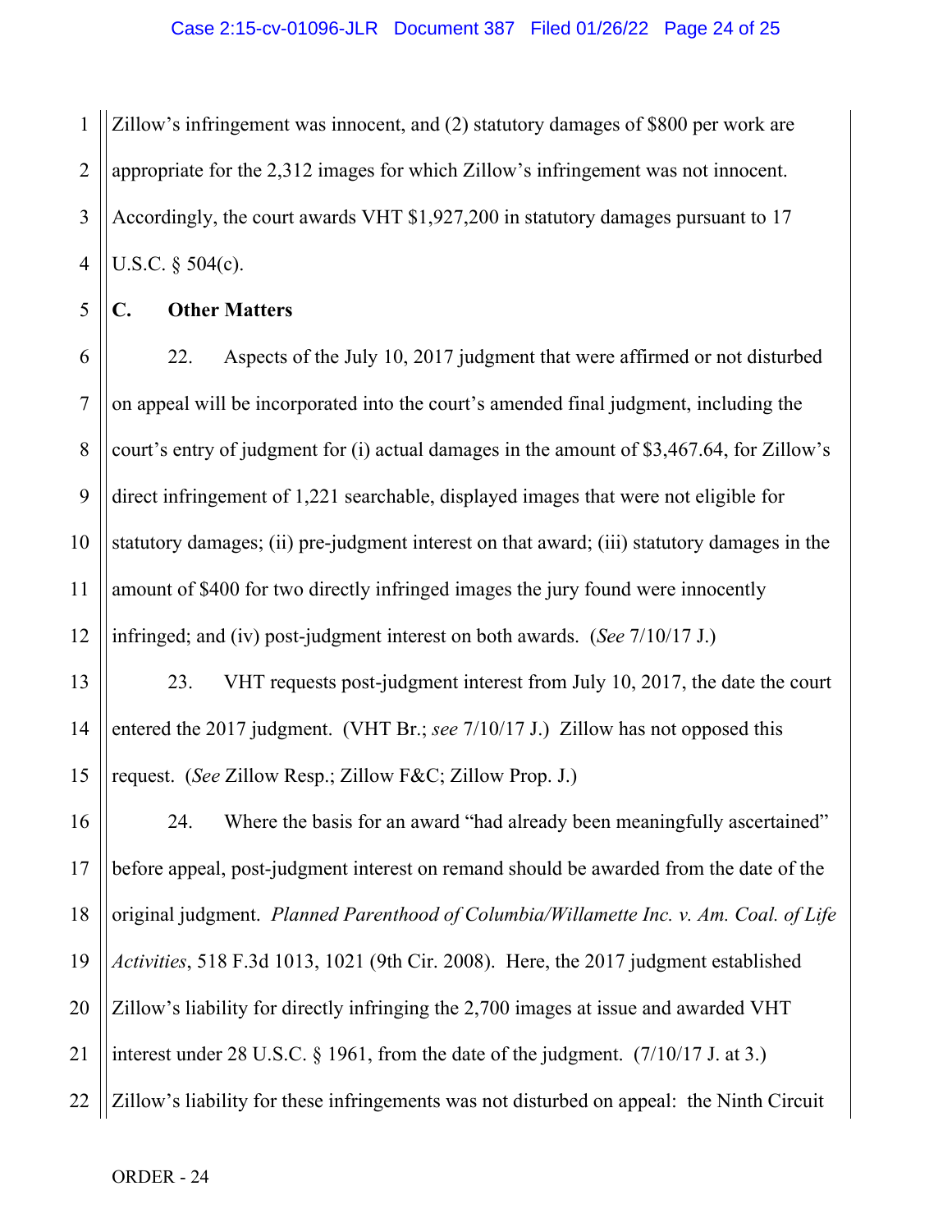Zillow's infringement was innocent, and (2) statutory damages of $800 per work are appropriate for the 2,312 images for which Zillow's infringement was not innocent. Accordingly, the court awards VHT $1,927,200 in statutory damages pursuant to 17 U.S.C. § 504(c).

### C. Other Matters

22. Aspects of the July 10, 2017 judgment that were affirmed or not disturbed on appeal will be incorporated into the court's amended final judgment, including the court's entry of judgment for (i) actual damages in the amount of $3,467.64, for Zillow's direct infringement of 1,221 searchable, displayed images that were not eligible for statutory damages; (ii) pre-judgment interest on that award; (iii) statutory damages in the amount of $400 for two directly infringed images the jury found were innocently infringed; and (iv) post-judgment interest on both awards. (*See* 7/10/17 J.)

23. VHT requests post-judgment interest from July 10, 2017, the date the court entered the 2017 judgment. (VHT Br.; *see* 7/10/17 J.) Zillow has not opposed this request. (*See* Zillow Resp.; Zillow F&C; Zillow Prop. J.)

24. Where the basis for an award "had already been meaningfully ascertained" before appeal, post-judgment interest on remand should be awarded from the date of the original judgment. *Planned Parenthood of Columbia/Willamette Inc. v. Am. Coal. of Life Activities*, 518 F.3d 1013, 1021 (9th Cir. 2008). Here, the 2017 judgment established Zillow's liability for directly infringing the 2,700 images at issue and awarded VHT interest under 28 U.S.C. § 1961, from the date of the judgment. (7/10/17 J. at 3.) Zillow's liability for these infringements was not disturbed on appeal: the Ninth Circuit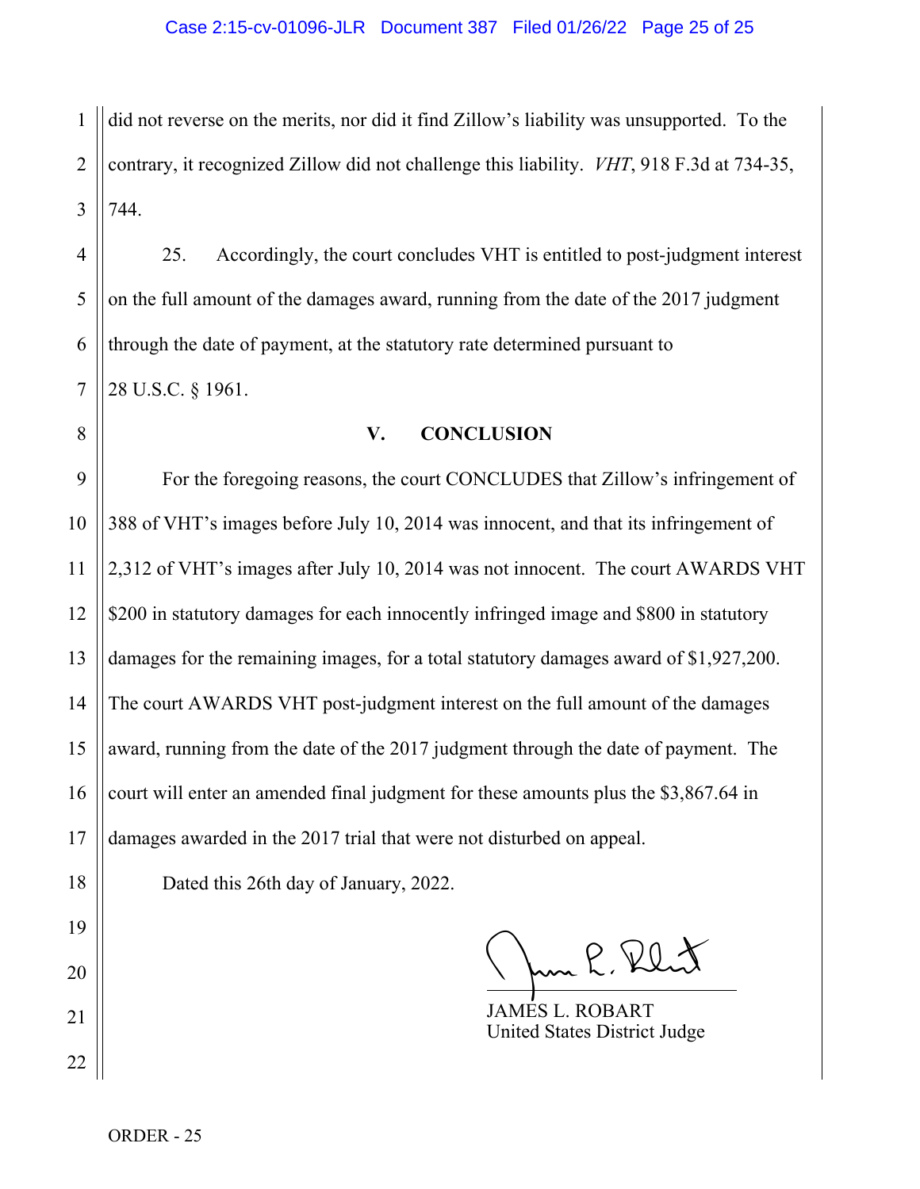did not reverse on the merits, nor did it find Zillow's liability was unsupported. To the contrary, it recognized Zillow did not challenge this liability. *VHT*, 918 F.3d at 734-35, 744.

25. Accordingly, the court concludes VHT is entitled to post-judgment interest on the full amount of the damages award, running from the date of the 2017 judgment through the date of payment, at the statutory rate determined pursuant to 28 U.S.C. § 1961.

## V. CONCLUSION

For the foregoing reasons, the court CONCLUDES that Zillow's infringement of 388 of VHT's images before July 10, 2014 was innocent, and that its infringement of 2,312 of VHT's images after July 10, 2014 was not innocent. The court AWARDS VHT $200 in statutory damages for each innocently infringed image and $800 in statutory damages for the remaining images, for a total statutory damages award of $1,927,200. The court AWARDS VHT post-judgment interest on the full amount of the damages award, running from the date of the 2017 judgment through the date of payment. The court will enter an amended final judgment for these amounts plus the $3,867.64 in damages awarded in the 2017 trial that were not disturbed on appeal.

Dated this 26th day of January, 2022.

JAMES L. ROBART
United States District Judge